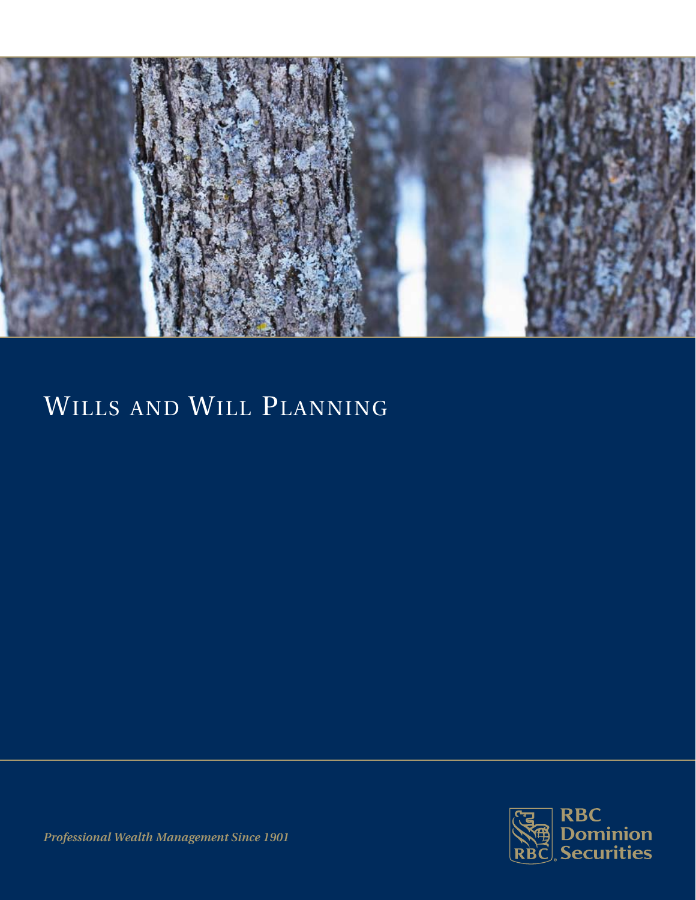# Wills and Will Planning

*Professional Wealth Management Since 1901*

RBC Dominion Securities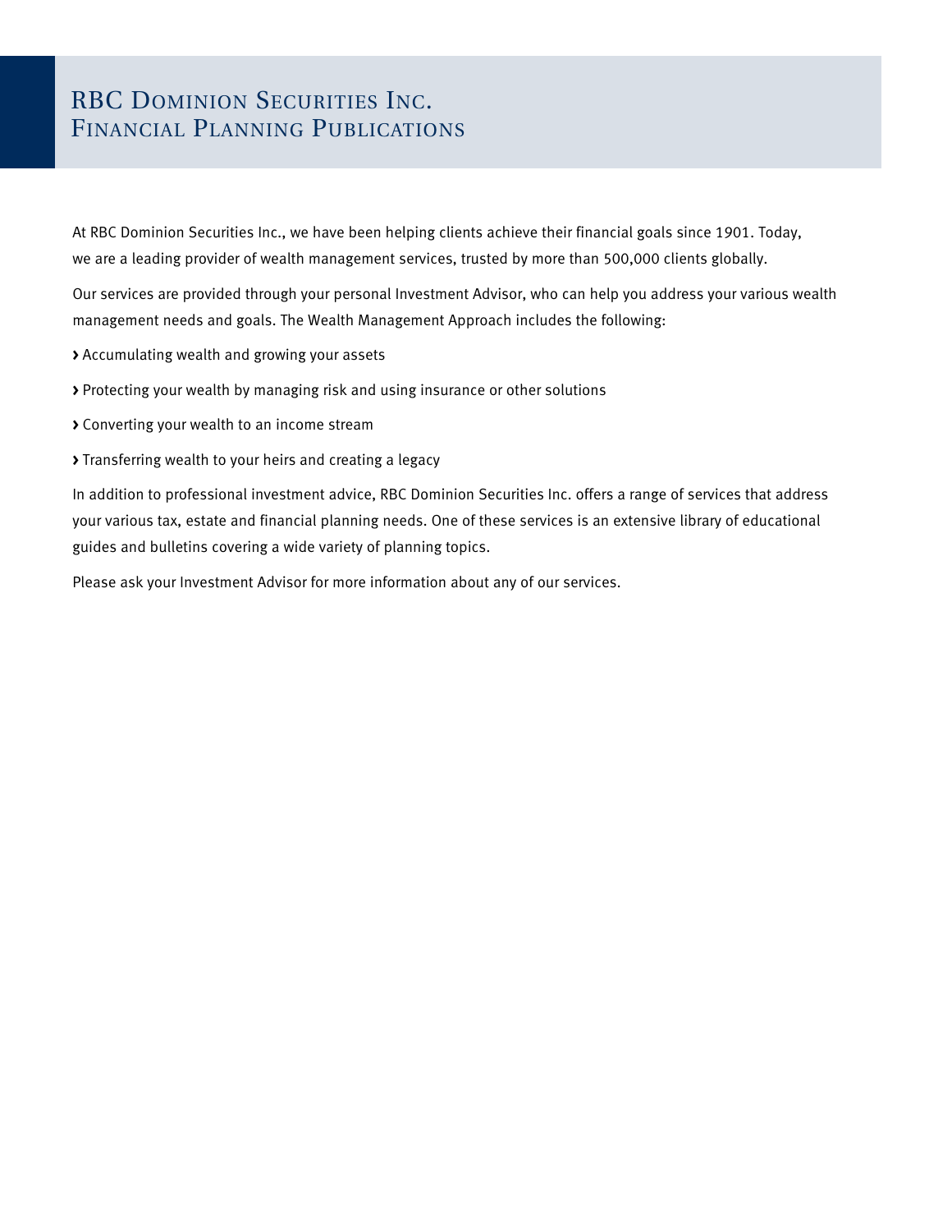# RBC Dominion Securities Inc.
# Financial Planning Publications

At RBC Dominion Securities Inc., we have been helping clients achieve their financial goals since 1901. Today, we are a leading provider of wealth management services, trusted by more than 500,000 clients globally.

Our services are provided through your personal Investment Advisor, who can help you address your various wealth management needs and goals. The Wealth Management Approach includes the following:

- Accumulating wealth and growing your assets
- Protecting your wealth by managing risk and using insurance or other solutions
- Converting your wealth to an income stream
- Transferring wealth to your heirs and creating a legacy

In addition to professional investment advice, RBC Dominion Securities Inc. offers a range of services that address your various tax, estate and financial planning needs. One of these services is an extensive library of educational guides and bulletins covering a wide variety of planning topics.

Please ask your Investment Advisor for more information about any of our services.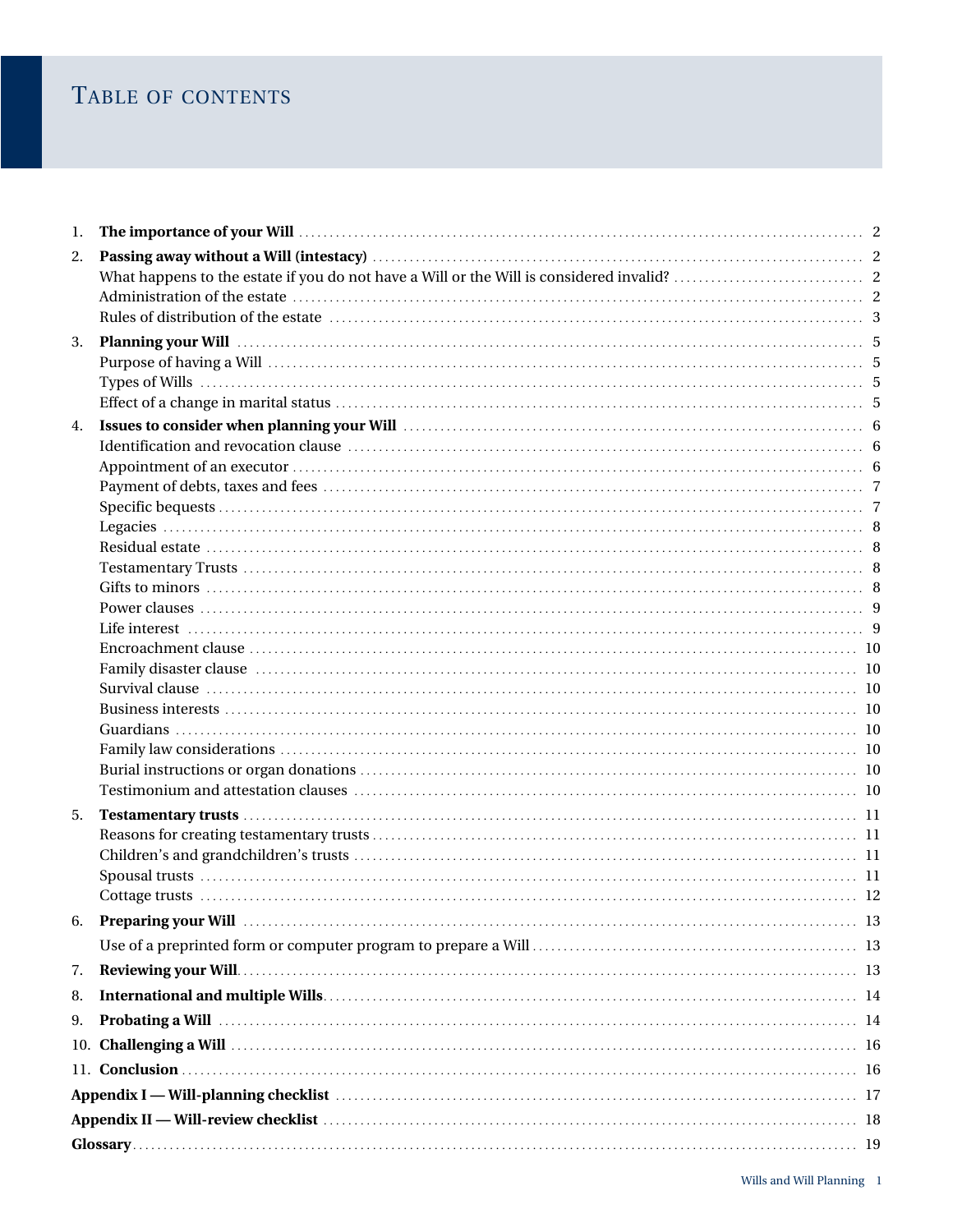# Table of contents

1. **The importance of your Will** ........ 2
2. **Passing away without a Will (intestacy)** ........ 2
   - What happens to the estate if you do not have a Will or the Will is considered invalid? ........ 2
   - Administration of the estate ........ 2
   - Rules of distribution of the estate ........ 3
3. **Planning your Will** ........ 5
   - Purpose of having a Will ........ 5
   - Types of Wills ........ 5
   - Effect of a change in marital status ........ 5
4. **Issues to consider when planning your Will** ........ 6
   - Identification and revocation clause ........ 6
   - Appointment of an executor ........ 6
   - Payment of debts, taxes and fees ........ 7
   - Specific bequests ........ 7
   - Legacies ........ 8
   - Residual estate ........ 8
   - Testamentary Trusts ........ 8
   - Gifts to minors ........ 8
   - Power clauses ........ 9
   - Life interest ........ 9
   - Encroachment clause ........ 10
   - Family disaster clause ........ 10
   - Survival clause ........ 10
   - Business interests ........ 10
   - Guardians ........ 10
   - Family law considerations ........ 10
   - Burial instructions or organ donations ........ 10
   - Testimonium and attestation clauses ........ 10
5. **Testamentary trusts** ........ 11
   - Reasons for creating testamentary trusts ........ 11
   - Children's and grandchildren's trusts ........ 11
   - Spousal trusts ........ 11
   - Cottage trusts ........ 12
6. **Preparing your Will** ........ 13
   - Use of a preprinted form or computer program to prepare a Will ........ 13
7. **Reviewing your Will** ........ 13
8. **International and multiple Wills** ........ 14
9. **Probating a Will** ........ 14
10. **Challenging a Will** ........ 16
11. **Conclusion** ........ 16

**Appendix I — Will-planning checklist** ........ 17

**Appendix II — Will-review checklist** ........ 18

**Glossary** ........ 19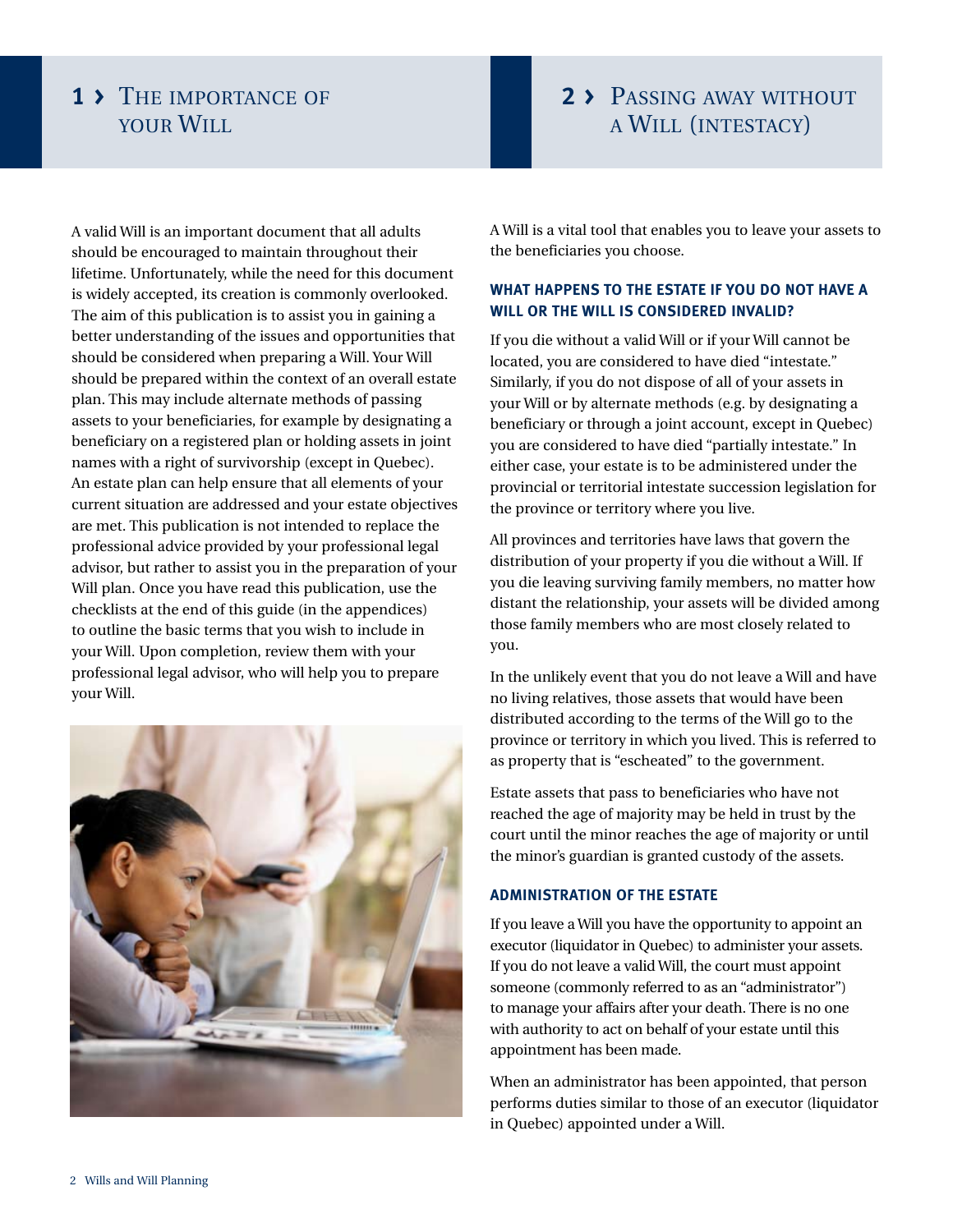## 1 › The importance of your Will

A valid Will is an important document that all adults should be encouraged to maintain throughout their lifetime. Unfortunately, while the need for this document is widely accepted, its creation is commonly overlooked. The aim of this publication is to assist you in gaining a better understanding of the issues and opportunities that should be considered when preparing a Will. Your Will should be prepared within the context of an overall estate plan. This may include alternate methods of passing assets to your beneficiaries, for example by designating a beneficiary on a registered plan or holding assets in joint names with a right of survivorship (except in Quebec). An estate plan can help ensure that all elements of your current situation are addressed and your estate objectives are met. This publication is not intended to replace the professional advice provided by your professional legal advisor, but rather to assist you in the preparation of your Will plan. Once you have read this publication, use the checklists at the end of this guide (in the appendices) to outline the basic terms that you wish to include in your Will. Upon completion, review them with your professional legal advisor, who will help you to prepare your Will.

## 2 › Passing away without a Will (intestacy)

A Will is a vital tool that enables you to leave your assets to the beneficiaries you choose.

### WHAT HAPPENS TO THE ESTATE IF YOU DO NOT HAVE A WILL OR THE WILL IS CONSIDERED INVALID?

If you die without a valid Will or if your Will cannot be located, you are considered to have died "intestate." Similarly, if you do not dispose of all of your assets in your Will or by alternate methods (e.g. by designating a beneficiary or through a joint account, except in Quebec) you are considered to have died "partially intestate." In either case, your estate is to be administered under the provincial or territorial intestate succession legislation for the province or territory where you live.

All provinces and territories have laws that govern the distribution of your property if you die without a Will. If you die leaving surviving family members, no matter how distant the relationship, your assets will be divided among those family members who are most closely related to you.

In the unlikely event that you do not leave a Will and have no living relatives, those assets that would have been distributed according to the terms of the Will go to the province or territory in which you lived. This is referred to as property that is "escheated" to the government.

Estate assets that pass to beneficiaries who have not reached the age of majority may be held in trust by the court until the minor reaches the age of majority or until the minor's guardian is granted custody of the assets.

### ADMINISTRATION OF THE ESTATE

If you leave a Will you have the opportunity to appoint an executor (liquidator in Quebec) to administer your assets. If you do not leave a valid Will, the court must appoint someone (commonly referred to as an "administrator") to manage your affairs after your death. There is no one with authority to act on behalf of your estate until this appointment has been made.

When an administrator has been appointed, that person performs duties similar to those of an executor (liquidator in Quebec) appointed under a Will.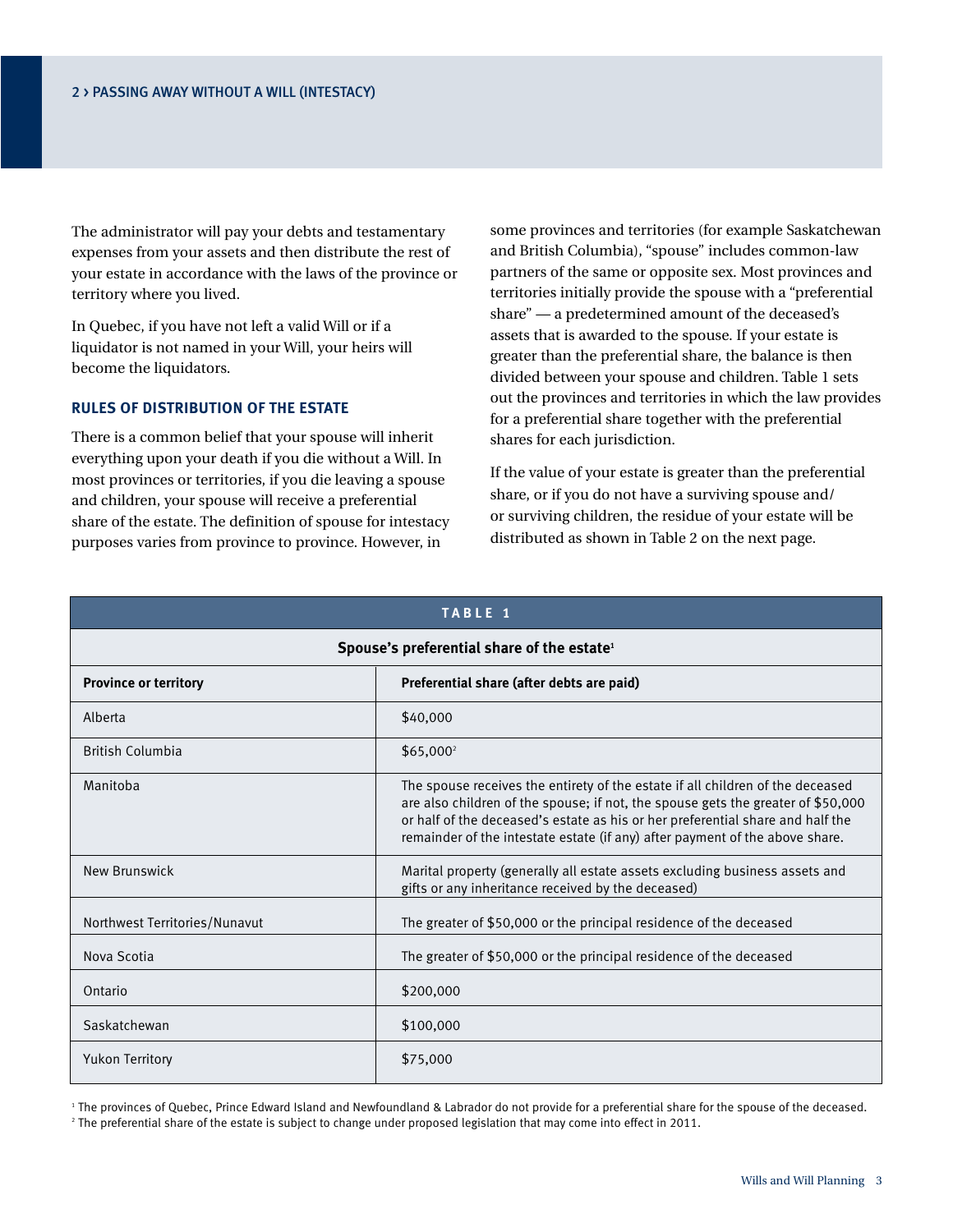The administrator will pay your debts and testamentary expenses from your assets and then distribute the rest of your estate in accordance with the laws of the province or territory where you lived.

In Quebec, if you have not left a valid Will or if a liquidator is not named in your Will, your heirs will become the liquidators.

### RULES OF DISTRIBUTION OF THE ESTATE

There is a common belief that your spouse will inherit everything upon your death if you die without a Will. In most provinces or territories, if you die leaving a spouse and children, your spouse will receive a preferential share of the estate. The definition of spouse for intestacy purposes varies from province to province. However, in some provinces and territories (for example Saskatchewan and British Columbia), "spouse" includes common-law partners of the same or opposite sex. Most provinces and territories initially provide the spouse with a "preferential share" — a predetermined amount of the deceased's assets that is awarded to the spouse. If your estate is greater than the preferential share, the balance is then divided between your spouse and children. Table 1 sets out the provinces and territories in which the law provides for a preferential share together with the preferential shares for each jurisdiction.

If the value of your estate is greater than the preferential share, or if you do not have a surviving spouse and/or surviving children, the residue of your estate will be distributed as shown in Table 2 on the next page.

**TABLE 1**

**Spouse's preferential share of the estate[1]**

| Province or territory | Preferential share (after debts are paid) |
|---|---|
| Alberta | $40,000 |
| British Columbia | $65,000[2] |
| Manitoba | The spouse receives the entirety of the estate if all children of the deceased are also children of the spouse; if not, the spouse gets the greater of $50,000 or half of the deceased's estate as his or her preferential share and half the remainder of the intestate estate (if any) after payment of the above share. |
| New Brunswick | Marital property (generally all estate assets excluding business assets and gifts or any inheritance received by the deceased) |
| Northwest Territories/Nunavut | The greater of $50,000 or the principal residence of the deceased |
| Nova Scotia | The greater of $50,000 or the principal residence of the deceased |
| Ontario | $200,000 |
| Saskatchewan | $100,000 |
| Yukon Territory | $75,000 |

[1] The provinces of Quebec, Prince Edward Island and Newfoundland & Labrador do not provide for a preferential share for the spouse of the deceased.

[2] The preferential share of the estate is subject to change under proposed legislation that may come into effect in 2011.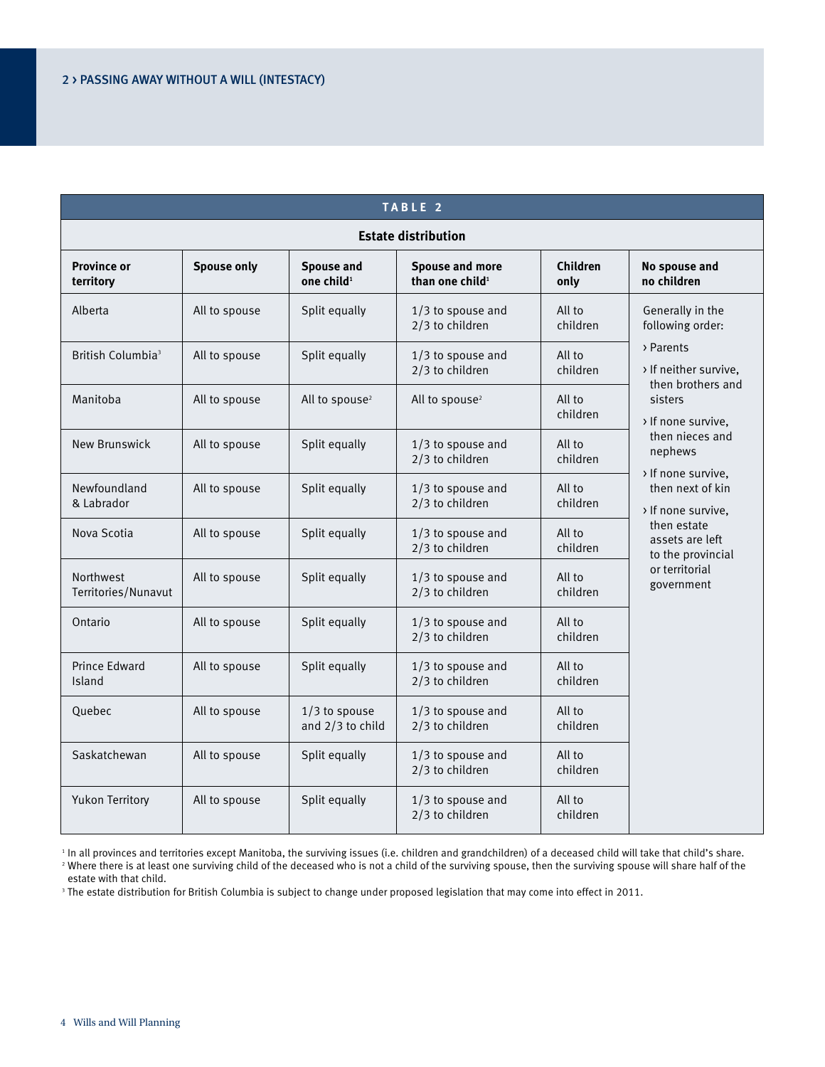## 2 › PASSING AWAY WITHOUT A WILL (INTESTACY)

**TABLE 2**

**Estate distribution**

| Province or territory | Spouse only | Spouse and one child[1] | Spouse and more than one child[1] | Children only | No spouse and no children |
|---|---|---|---|---|---|
| Alberta | All to spouse | Split equally | 1/3 to spouse and 2/3 to children | All to children | Generally in the following order: › Parents › If neither survive, then brothers and sisters › If none survive, then nieces and nephews › If none survive, then next of kin › If none survive, then estate assets are left to the provincial or territorial government |
| British Columbia[3] | All to spouse | Split equally | 1/3 to spouse and 2/3 to children | All to children | |
| Manitoba | All to spouse | All to spouse[2] | All to spouse[2] | All to children | |
| New Brunswick | All to spouse | Split equally | 1/3 to spouse and 2/3 to children | All to children | |
| Newfoundland & Labrador | All to spouse | Split equally | 1/3 to spouse and 2/3 to children | All to children | |
| Nova Scotia | All to spouse | Split equally | 1/3 to spouse and 2/3 to children | All to children | |
| Northwest Territories/Nunavut | All to spouse | Split equally | 1/3 to spouse and 2/3 to children | All to children | |
| Ontario | All to spouse | Split equally | 1/3 to spouse and 2/3 to children | All to children | |
| Prince Edward Island | All to spouse | Split equally | 1/3 to spouse and 2/3 to children | All to children | |
| Quebec | All to spouse | 1/3 to spouse and 2/3 to child | 1/3 to spouse and 2/3 to children | All to children | |
| Saskatchewan | All to spouse | Split equally | 1/3 to spouse and 2/3 to children | All to children | |
| Yukon Territory | All to spouse | Split equally | 1/3 to spouse and 2/3 to children | All to children | |

[1] In all provinces and territories except Manitoba, the surviving issues (i.e. children and grandchildren) of a deceased child will take that child's share.

[2] Where there is at least one surviving child of the deceased who is not a child of the surviving spouse, then the surviving spouse will share half of the estate with that child.

[3] The estate distribution for British Columbia is subject to change under proposed legislation that may come into effect in 2011.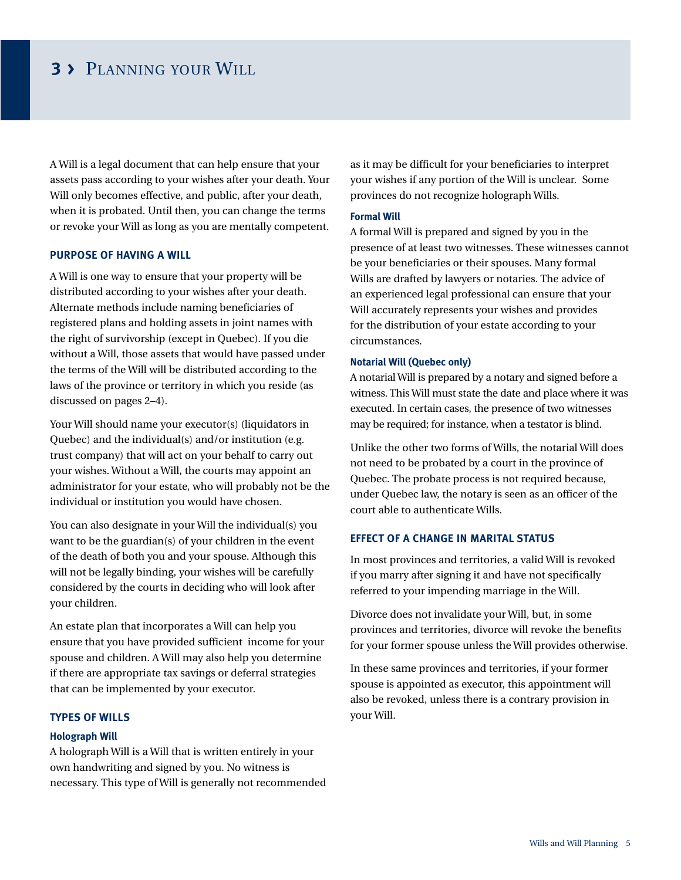# 3 › Planning your Will

A Will is a legal document that can help ensure that your assets pass according to your wishes after your death. Your Will only becomes effective, and public, after your death, when it is probated. Until then, you can change the terms or revoke your Will as long as you are mentally competent.

## PURPOSE OF HAVING A WILL

A Will is one way to ensure that your property will be distributed according to your wishes after your death. Alternate methods include naming beneficiaries of registered plans and holding assets in joint names with the right of survivorship (except in Quebec). If you die without a Will, those assets that would have passed under the terms of the Will will be distributed according to the laws of the province or territory in which you reside (as discussed on pages 2–4).

Your Will should name your executor(s) (liquidators in Quebec) and the individual(s) and/or institution (e.g. trust company) that will act on your behalf to carry out your wishes. Without a Will, the courts may appoint an administrator for your estate, who will probably not be the individual or institution you would have chosen.

You can also designate in your Will the individual(s) you want to be the guardian(s) of your children in the event of the death of both you and your spouse. Although this will not be legally binding, your wishes will be carefully considered by the courts in deciding who will look after your children.

An estate plan that incorporates a Will can help you ensure that you have provided sufficient income for your spouse and children. A Will may also help you determine if there are appropriate tax savings or deferral strategies that can be implemented by your executor.

## TYPES OF WILLS

### Holograph Will

A holograph Will is a Will that is written entirely in your own handwriting and signed by you. No witness is necessary. This type of Will is generally not recommended as it may be difficult for your beneficiaries to interpret your wishes if any portion of the Will is unclear. Some provinces do not recognize holograph Wills.

### Formal Will

A formal Will is prepared and signed by you in the presence of at least two witnesses. These witnesses cannot be your beneficiaries or their spouses. Many formal Wills are drafted by lawyers or notaries. The advice of an experienced legal professional can ensure that your Will accurately represents your wishes and provides for the distribution of your estate according to your circumstances.

### Notarial Will (Quebec only)

A notarial Will is prepared by a notary and signed before a witness. This Will must state the date and place where it was executed. In certain cases, the presence of two witnesses may be required; for instance, when a testator is blind.

Unlike the other two forms of Wills, the notarial Will does not need to be probated by a court in the province of Quebec. The probate process is not required because, under Quebec law, the notary is seen as an officer of the court able to authenticate Wills.

## EFFECT OF A CHANGE IN MARITAL STATUS

In most provinces and territories, a valid Will is revoked if you marry after signing it and have not specifically referred to your impending marriage in the Will.

Divorce does not invalidate your Will, but, in some provinces and territories, divorce will revoke the benefits for your former spouse unless the Will provides otherwise.

In these same provinces and territories, if your former spouse is appointed as executor, this appointment will also be revoked, unless there is a contrary provision in your Will.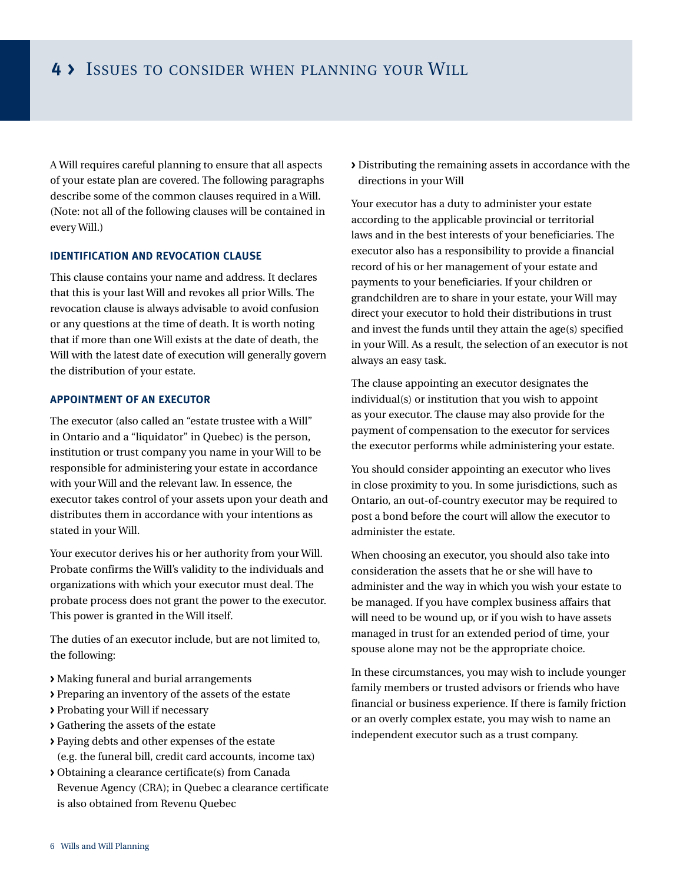# 4 › Issues to consider when planning your Will

A Will requires careful planning to ensure that all aspects of your estate plan are covered. The following paragraphs describe some of the common clauses required in a Will. (Note: not all of the following clauses will be contained in every Will.)

### IDENTIFICATION AND REVOCATION CLAUSE

This clause contains your name and address. It declares that this is your last Will and revokes all prior Wills. The revocation clause is always advisable to avoid confusion or any questions at the time of death. It is worth noting that if more than one Will exists at the date of death, the Will with the latest date of execution will generally govern the distribution of your estate.

### APPOINTMENT OF AN EXECUTOR

The executor (also called an "estate trustee with a Will" in Ontario and a "liquidator" in Quebec) is the person, institution or trust company you name in your Will to be responsible for administering your estate in accordance with your Will and the relevant law. In essence, the executor takes control of your assets upon your death and distributes them in accordance with your intentions as stated in your Will.

Your executor derives his or her authority from your Will. Probate confirms the Will's validity to the individuals and organizations with which your executor must deal. The probate process does not grant the power to the executor. This power is granted in the Will itself.

The duties of an executor include, but are not limited to, the following:

- Making funeral and burial arrangements
- Preparing an inventory of the assets of the estate
- Probating your Will if necessary
- Gathering the assets of the estate
- Paying debts and other expenses of the estate (e.g. the funeral bill, credit card accounts, income tax)
- Obtaining a clearance certificate(s) from Canada Revenue Agency (CRA); in Quebec a clearance certificate is also obtained from Revenu Quebec
- Distributing the remaining assets in accordance with the directions in your Will

Your executor has a duty to administer your estate according to the applicable provincial or territorial laws and in the best interests of your beneficiaries. The executor also has a responsibility to provide a financial record of his or her management of your estate and payments to your beneficiaries. If your children or grandchildren are to share in your estate, your Will may direct your executor to hold their distributions in trust and invest the funds until they attain the age(s) specified in your Will. As a result, the selection of an executor is not always an easy task.

The clause appointing an executor designates the individual(s) or institution that you wish to appoint as your executor. The clause may also provide for the payment of compensation to the executor for services the executor performs while administering your estate.

You should consider appointing an executor who lives in close proximity to you. In some jurisdictions, such as Ontario, an out-of-country executor may be required to post a bond before the court will allow the executor to administer the estate.

When choosing an executor, you should also take into consideration the assets that he or she will have to administer and the way in which you wish your estate to be managed. If you have complex business affairs that will need to be wound up, or if you wish to have assets managed in trust for an extended period of time, your spouse alone may not be the appropriate choice.

In these circumstances, you may wish to include younger family members or trusted advisors or friends who have financial or business experience. If there is family friction or an overly complex estate, you may wish to name an independent executor such as a trust company.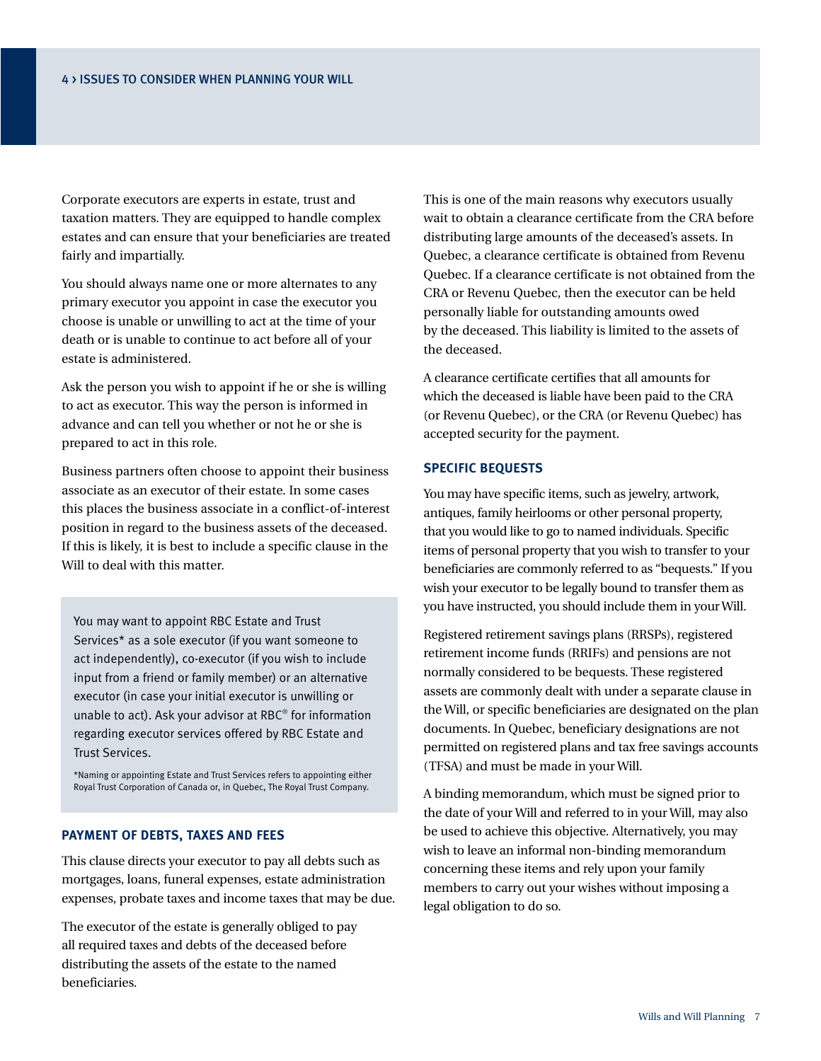Corporate executors are experts in estate, trust and taxation matters. They are equipped to handle complex estates and can ensure that your beneficiaries are treated fairly and impartially.

You should always name one or more alternates to any primary executor you appoint in case the executor you choose is unable or unwilling to act at the time of your death or is unable to continue to act before all of your estate is administered.

Ask the person you wish to appoint if he or she is willing to act as executor. This way the person is informed in advance and can tell you whether or not he or she is prepared to act in this role.

Business partners often choose to appoint their business associate as an executor of their estate. In some cases this places the business associate in a conflict-of-interest position in regard to the business assets of the deceased. If this is likely, it is best to include a specific clause in the Will to deal with this matter.

> You may want to appoint RBC Estate and Trust Services* as a sole executor (if you want someone to act independently), co-executor (if you wish to include input from a friend or family member) or an alternative executor (in case your initial executor is unwilling or unable to act). Ask your advisor at RBC® for information regarding executor services offered by RBC Estate and Trust Services.
>
> *Naming or appointing Estate and Trust Services refers to appointing either Royal Trust Corporation of Canada or, in Quebec, The Royal Trust Company.

### PAYMENT OF DEBTS, TAXES AND FEES

This clause directs your executor to pay all debts such as mortgages, loans, funeral expenses, estate administration expenses, probate taxes and income taxes that may be due.

The executor of the estate is generally obliged to pay all required taxes and debts of the deceased before distributing the assets of the estate to the named beneficiaries.

This is one of the main reasons why executors usually wait to obtain a clearance certificate from the CRA before distributing large amounts of the deceased's assets. In Quebec, a clearance certificate is obtained from Revenu Quebec. If a clearance certificate is not obtained from the CRA or Revenu Quebec, then the executor can be held personally liable for outstanding amounts owed by the deceased. This liability is limited to the assets of the deceased.

A clearance certificate certifies that all amounts for which the deceased is liable have been paid to the CRA (or Revenu Quebec), or the CRA (or Revenu Quebec) has accepted security for the payment.

### SPECIFIC BEQUESTS

You may have specific items, such as jewelry, artwork, antiques, family heirlooms or other personal property, that you would like to go to named individuals. Specific items of personal property that you wish to transfer to your beneficiaries are commonly referred to as "bequests." If you wish your executor to be legally bound to transfer them as you have instructed, you should include them in your Will.

Registered retirement savings plans (RRSPs), registered retirement income funds (RRIFs) and pensions are not normally considered to be bequests. These registered assets are commonly dealt with under a separate clause in the Will, or specific beneficiaries are designated on the plan documents. In Quebec, beneficiary designations are not permitted on registered plans and tax free savings accounts (TFSA) and must be made in your Will.

A binding memorandum, which must be signed prior to the date of your Will and referred to in your Will, may also be used to achieve this objective. Alternatively, you may wish to leave an informal non-binding memorandum concerning these items and rely upon your family members to carry out your wishes without imposing a legal obligation to do so.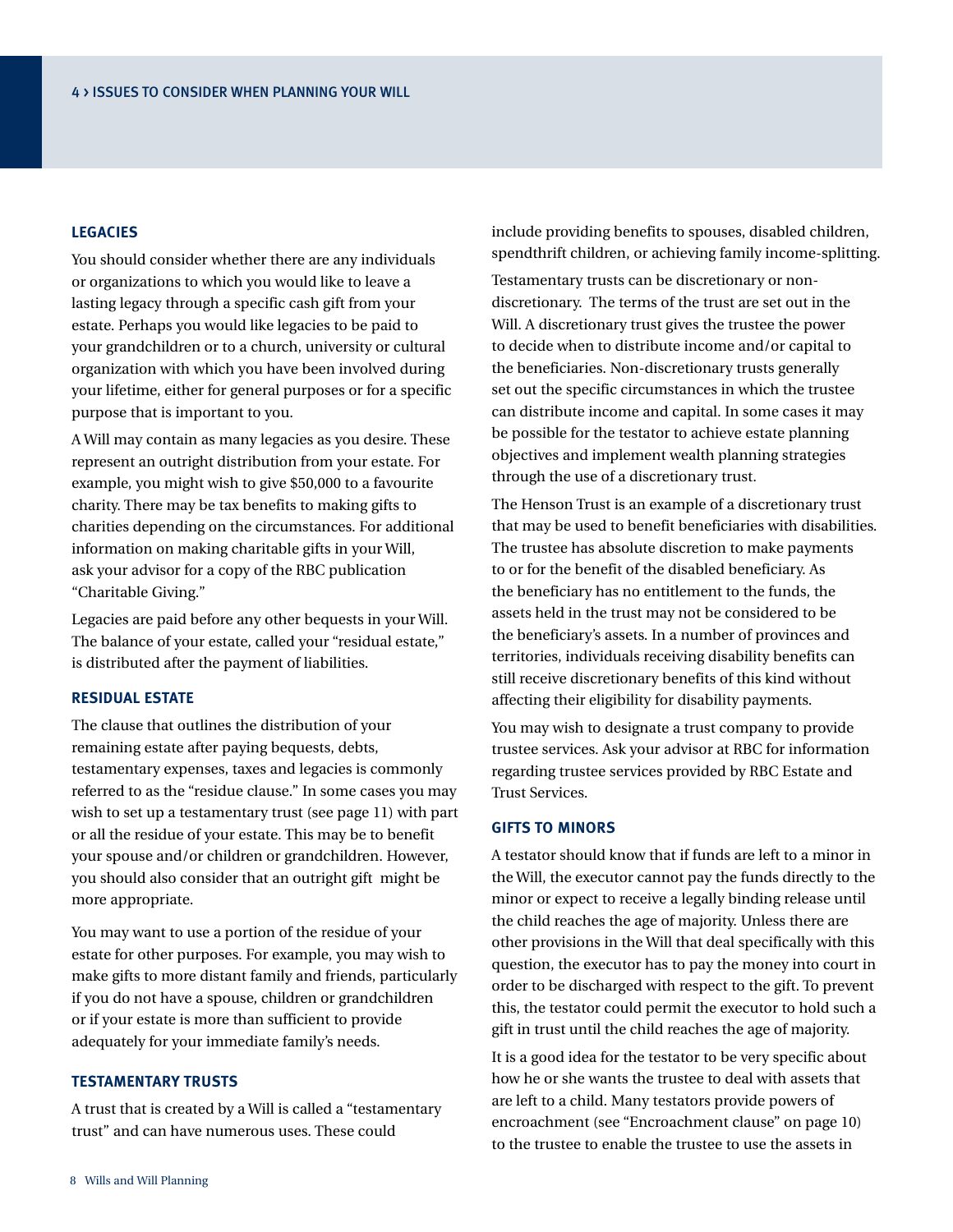# 4 > ISSUES TO CONSIDER WHEN PLANNING YOUR WILL

### LEGACIES

You should consider whether there are any individuals or organizations to which you would like to leave a lasting legacy through a specific cash gift from your estate. Perhaps you would like legacies to be paid to your grandchildren or to a church, university or cultural organization with which you have been involved during your lifetime, either for general purposes or for a specific purpose that is important to you.

A Will may contain as many legacies as you desire. These represent an outright distribution from your estate. For example, you might wish to give $50,000 to a favourite charity. There may be tax benefits to making gifts to charities depending on the circumstances. For additional information on making charitable gifts in your Will, ask your advisor for a copy of the RBC publication "Charitable Giving."

Legacies are paid before any other bequests in your Will. The balance of your estate, called your "residual estate," is distributed after the payment of liabilities.

### RESIDUAL ESTATE

The clause that outlines the distribution of your remaining estate after paying bequests, debts, testamentary expenses, taxes and legacies is commonly referred to as the "residue clause." In some cases you may wish to set up a testamentary trust (see page 11) with part or all the residue of your estate. This may be to benefit your spouse and/or children or grandchildren. However, you should also consider that an outright gift might be more appropriate.

You may want to use a portion of the residue of your estate for other purposes. For example, you may wish to make gifts to more distant family and friends, particularly if you do not have a spouse, children or grandchildren or if your estate is more than sufficient to provide adequately for your immediate family's needs.

### TESTAMENTARY TRUSTS

A trust that is created by a Will is called a "testamentary trust" and can have numerous uses. These could include providing benefits to spouses, disabled children, spendthrift children, or achieving family income-splitting.

Testamentary trusts can be discretionary or non-discretionary. The terms of the trust are set out in the Will. A discretionary trust gives the trustee the power to decide when to distribute income and/or capital to the beneficiaries. Non-discretionary trusts generally set out the specific circumstances in which the trustee can distribute income and capital. In some cases it may be possible for the testator to achieve estate planning objectives and implement wealth planning strategies through the use of a discretionary trust.

The Henson Trust is an example of a discretionary trust that may be used to benefit beneficiaries with disabilities. The trustee has absolute discretion to make payments to or for the benefit of the disabled beneficiary. As the beneficiary has no entitlement to the funds, the assets held in the trust may not be considered to be the beneficiary's assets. In a number of provinces and territories, individuals receiving disability benefits can still receive discretionary benefits of this kind without affecting their eligibility for disability payments.

You may wish to designate a trust company to provide trustee services. Ask your advisor at RBC for information regarding trustee services provided by RBC Estate and Trust Services.

### GIFTS TO MINORS

A testator should know that if funds are left to a minor in the Will, the executor cannot pay the funds directly to the minor or expect to receive a legally binding release until the child reaches the age of majority. Unless there are other provisions in the Will that deal specifically with this question, the executor has to pay the money into court in order to be discharged with respect to the gift. To prevent this, the testator could permit the executor to hold such a gift in trust until the child reaches the age of majority.

It is a good idea for the testator to be very specific about how he or she wants the trustee to deal with assets that are left to a child. Many testators provide powers of encroachment (see "Encroachment clause" on page 10) to the trustee to enable the trustee to use the assets in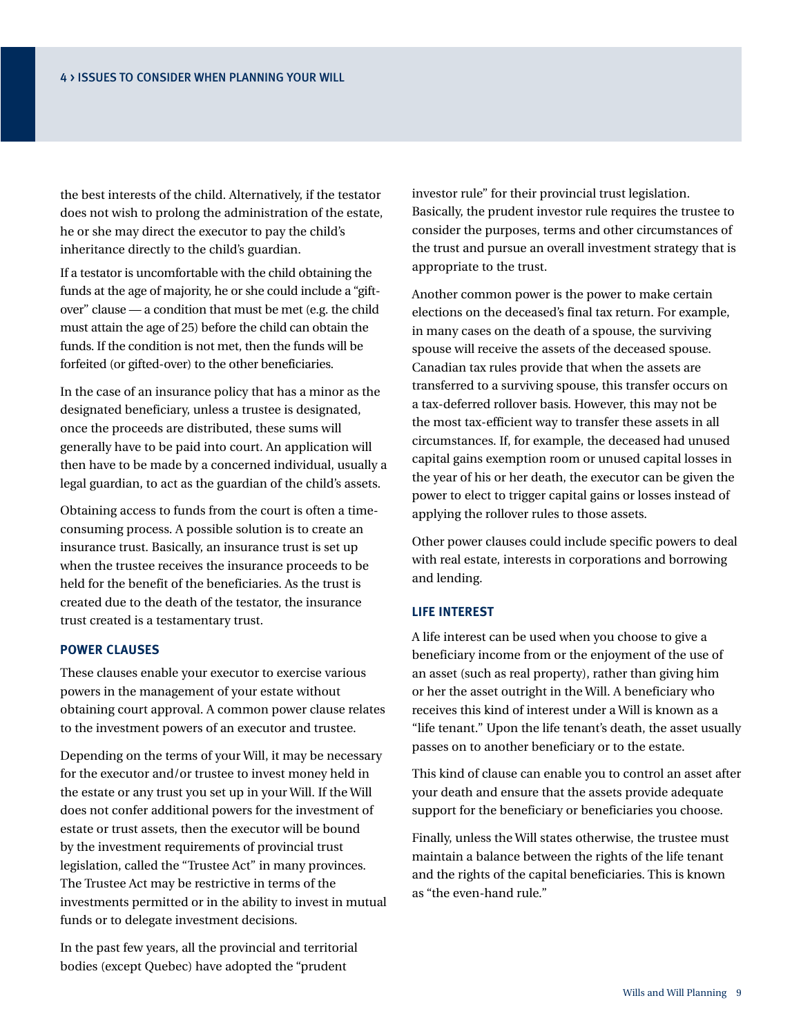the best interests of the child. Alternatively, if the testator does not wish to prolong the administration of the estate, he or she may direct the executor to pay the child's inheritance directly to the child's guardian.

If a testator is uncomfortable with the child obtaining the funds at the age of majority, he or she could include a "gift-over" clause — a condition that must be met (e.g. the child must attain the age of 25) before the child can obtain the funds. If the condition is not met, then the funds will be forfeited (or gifted-over) to the other beneficiaries.

In the case of an insurance policy that has a minor as the designated beneficiary, unless a trustee is designated, once the proceeds are distributed, these sums will generally have to be paid into court. An application will then have to be made by a concerned individual, usually a legal guardian, to act as the guardian of the child's assets.

Obtaining access to funds from the court is often a time-consuming process. A possible solution is to create an insurance trust. Basically, an insurance trust is set up when the trustee receives the insurance proceeds to be held for the benefit of the beneficiaries. As the trust is created due to the death of the testator, the insurance trust created is a testamentary trust.

### POWER CLAUSES

These clauses enable your executor to exercise various powers in the management of your estate without obtaining court approval. A common power clause relates to the investment powers of an executor and trustee.

Depending on the terms of your Will, it may be necessary for the executor and/or trustee to invest money held in the estate or any trust you set up in your Will. If the Will does not confer additional powers for the investment of estate or trust assets, then the executor will be bound by the investment requirements of provincial trust legislation, called the "Trustee Act" in many provinces. The Trustee Act may be restrictive in terms of the investments permitted or in the ability to invest in mutual funds or to delegate investment decisions.

In the past few years, all the provincial and territorial bodies (except Quebec) have adopted the "prudent investor rule" for their provincial trust legislation. Basically, the prudent investor rule requires the trustee to consider the purposes, terms and other circumstances of the trust and pursue an overall investment strategy that is appropriate to the trust.

Another common power is the power to make certain elections on the deceased's final tax return. For example, in many cases on the death of a spouse, the surviving spouse will receive the assets of the deceased spouse. Canadian tax rules provide that when the assets are transferred to a surviving spouse, this transfer occurs on a tax-deferred rollover basis. However, this may not be the most tax-efficient way to transfer these assets in all circumstances. If, for example, the deceased had unused capital gains exemption room or unused capital losses in the year of his or her death, the executor can be given the power to elect to trigger capital gains or losses instead of applying the rollover rules to those assets.

Other power clauses could include specific powers to deal with real estate, interests in corporations and borrowing and lending.

### LIFE INTEREST

A life interest can be used when you choose to give a beneficiary income from or the enjoyment of the use of an asset (such as real property), rather than giving him or her the asset outright in the Will. A beneficiary who receives this kind of interest under a Will is known as a "life tenant." Upon the life tenant's death, the asset usually passes on to another beneficiary or to the estate.

This kind of clause can enable you to control an asset after your death and ensure that the assets provide adequate support for the beneficiary or beneficiaries you choose.

Finally, unless the Will states otherwise, the trustee must maintain a balance between the rights of the life tenant and the rights of the capital beneficiaries. This is known as "the even-hand rule."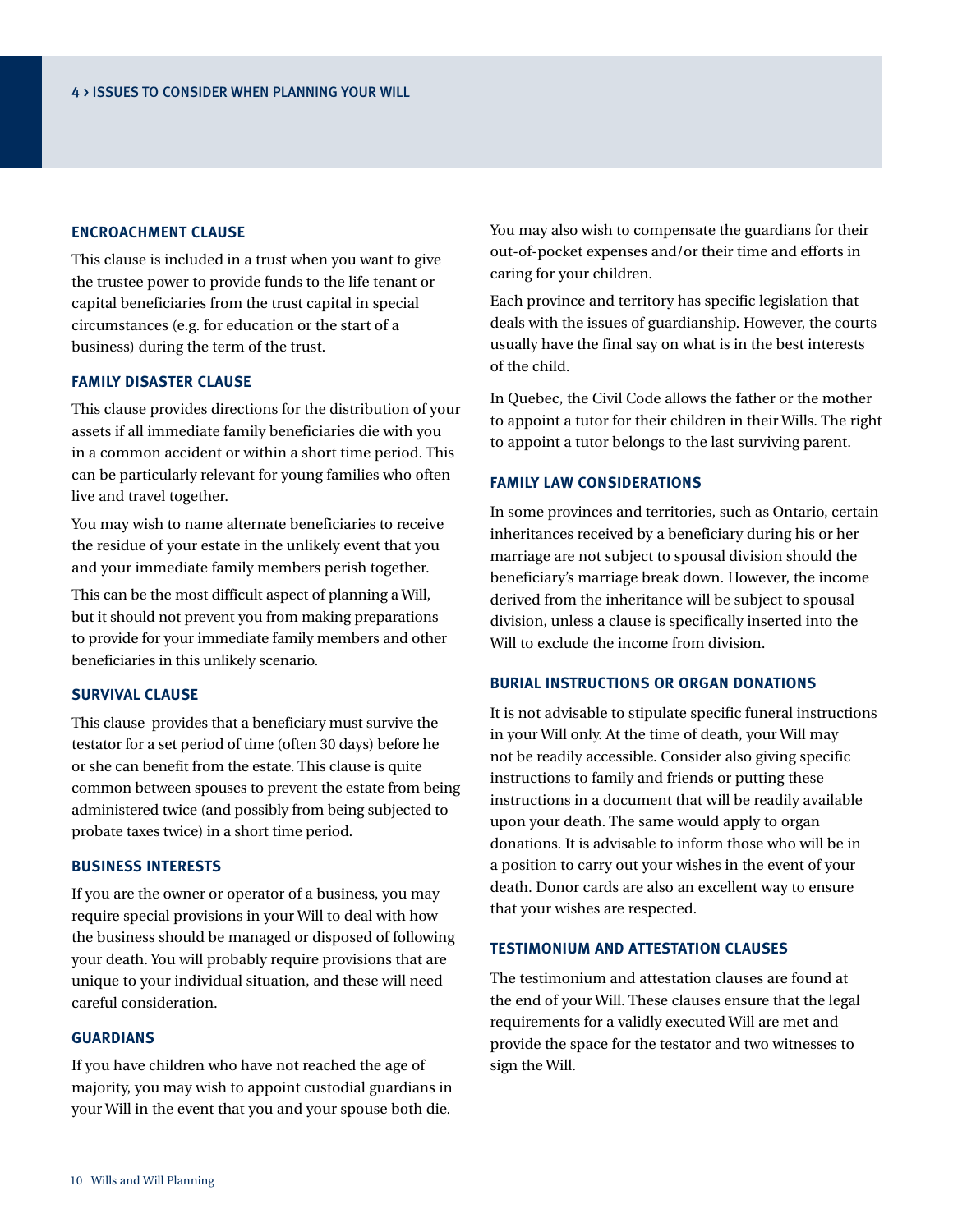## 4 > ISSUES TO CONSIDER WHEN PLANNING YOUR WILL

### ENCROACHMENT CLAUSE

This clause is included in a trust when you want to give the trustee power to provide funds to the life tenant or capital beneficiaries from the trust capital in special circumstances (e.g. for education or the start of a business) during the term of the trust.

### FAMILY DISASTER CLAUSE

This clause provides directions for the distribution of your assets if all immediate family beneficiaries die with you in a common accident or within a short time period. This can be particularly relevant for young families who often live and travel together.

You may wish to name alternate beneficiaries to receive the residue of your estate in the unlikely event that you and your immediate family members perish together.

This can be the most difficult aspect of planning a Will, but it should not prevent you from making preparations to provide for your immediate family members and other beneficiaries in this unlikely scenario.

### SURVIVAL CLAUSE

This clause provides that a beneficiary must survive the testator for a set period of time (often 30 days) before he or she can benefit from the estate. This clause is quite common between spouses to prevent the estate from being administered twice (and possibly from being subjected to probate taxes twice) in a short time period.

### BUSINESS INTERESTS

If you are the owner or operator of a business, you may require special provisions in your Will to deal with how the business should be managed or disposed of following your death. You will probably require provisions that are unique to your individual situation, and these will need careful consideration.

### GUARDIANS

If you have children who have not reached the age of majority, you may wish to appoint custodial guardians in your Will in the event that you and your spouse both die.

You may also wish to compensate the guardians for their out-of-pocket expenses and/or their time and efforts in caring for your children.

Each province and territory has specific legislation that deals with the issues of guardianship. However, the courts usually have the final say on what is in the best interests of the child.

In Quebec, the Civil Code allows the father or the mother to appoint a tutor for their children in their Wills. The right to appoint a tutor belongs to the last surviving parent.

### FAMILY LAW CONSIDERATIONS

In some provinces and territories, such as Ontario, certain inheritances received by a beneficiary during his or her marriage are not subject to spousal division should the beneficiary's marriage break down. However, the income derived from the inheritance will be subject to spousal division, unless a clause is specifically inserted into the Will to exclude the income from division.

### BURIAL INSTRUCTIONS OR ORGAN DONATIONS

It is not advisable to stipulate specific funeral instructions in your Will only. At the time of death, your Will may not be readily accessible. Consider also giving specific instructions to family and friends or putting these instructions in a document that will be readily available upon your death. The same would apply to organ donations. It is advisable to inform those who will be in a position to carry out your wishes in the event of your death. Donor cards are also an excellent way to ensure that your wishes are respected.

### TESTIMONIUM AND ATTESTATION CLAUSES

The testimonium and attestation clauses are found at the end of your Will. These clauses ensure that the legal requirements for a validly executed Will are met and provide the space for the testator and two witnesses to sign the Will.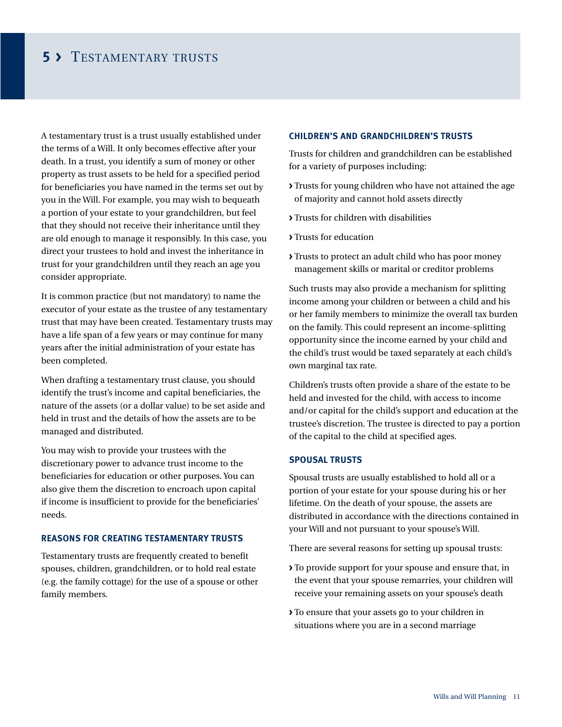# 5 › Testamentary trusts

A testamentary trust is a trust usually established under the terms of a Will. It only becomes effective after your death. In a trust, you identify a sum of money or other property as trust assets to be held for a specified period for beneficiaries you have named in the terms set out by you in the Will. For example, you may wish to bequeath a portion of your estate to your grandchildren, but feel that they should not receive their inheritance until they are old enough to manage it responsibly. In this case, you direct your trustees to hold and invest the inheritance in trust for your grandchildren until they reach an age you consider appropriate.

It is common practice (but not mandatory) to name the executor of your estate as the trustee of any testamentary trust that may have been created. Testamentary trusts may have a life span of a few years or may continue for many years after the initial administration of your estate has been completed.

When drafting a testamentary trust clause, you should identify the trust's income and capital beneficiaries, the nature of the assets (or a dollar value) to be set aside and held in trust and the details of how the assets are to be managed and distributed.

You may wish to provide your trustees with the discretionary power to advance trust income to the beneficiaries for education or other purposes. You can also give them the discretion to encroach upon capital if income is insufficient to provide for the beneficiaries' needs.

### REASONS FOR CREATING TESTAMENTARY TRUSTS

Testamentary trusts are frequently created to benefit spouses, children, grandchildren, or to hold real estate (e.g. the family cottage) for the use of a spouse or other family members.

### CHILDREN'S AND GRANDCHILDREN'S TRUSTS

Trusts for children and grandchildren can be established for a variety of purposes including:

- Trusts for young children who have not attained the age of majority and cannot hold assets directly
- Trusts for children with disabilities
- Trusts for education
- Trusts to protect an adult child who has poor money management skills or marital or creditor problems

Such trusts may also provide a mechanism for splitting income among your children or between a child and his or her family members to minimize the overall tax burden on the family. This could represent an income-splitting opportunity since the income earned by your child and the child's trust would be taxed separately at each child's own marginal tax rate.

Children's trusts often provide a share of the estate to be held and invested for the child, with access to income and/or capital for the child's support and education at the trustee's discretion. The trustee is directed to pay a portion of the capital to the child at specified ages.

### SPOUSAL TRUSTS

Spousal trusts are usually established to hold all or a portion of your estate for your spouse during his or her lifetime. On the death of your spouse, the assets are distributed in accordance with the directions contained in your Will and not pursuant to your spouse's Will.

There are several reasons for setting up spousal trusts:

- To provide support for your spouse and ensure that, in the event that your spouse remarries, your children will receive your remaining assets on your spouse's death
- To ensure that your assets go to your children in situations where you are in a second marriage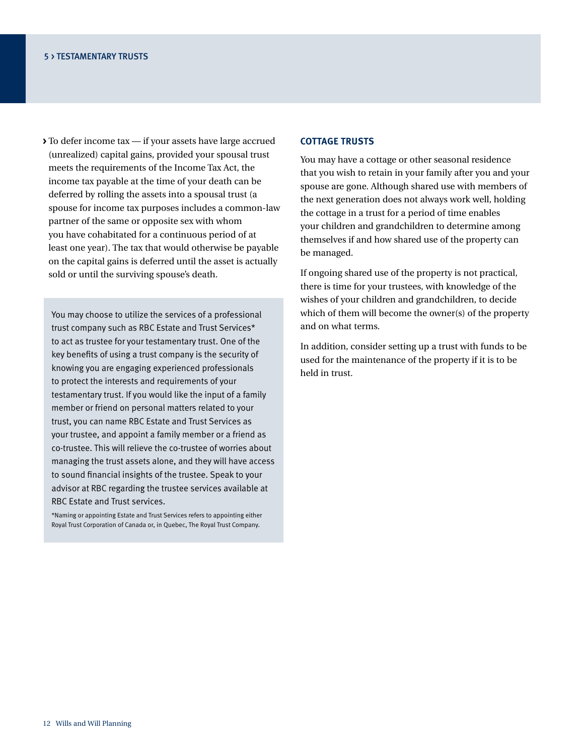- To defer income tax — if your assets have large accrued (unrealized) capital gains, provided your spousal trust meets the requirements of the Income Tax Act, the income tax payable at the time of your death can be deferred by rolling the assets into a spousal trust (a spouse for income tax purposes includes a common-law partner of the same or opposite sex with whom you have cohabitated for a continuous period of at least one year). The tax that would otherwise be payable on the capital gains is deferred until the asset is actually sold or until the surviving spouse's death.

> You may choose to utilize the services of a professional trust company such as RBC Estate and Trust Services* to act as trustee for your testamentary trust. One of the key benefits of using a trust company is the security of knowing you are engaging experienced professionals to protect the interests and requirements of your testamentary trust. If you would like the input of a family member or friend on personal matters related to your trust, you can name RBC Estate and Trust Services as your trustee, and appoint a family member or a friend as co-trustee. This will relieve the co-trustee of worries about managing the trust assets alone, and they will have access to sound financial insights of the trustee. Speak to your advisor at RBC regarding the trustee services available at RBC Estate and Trust services.
>
> *Naming or appointing Estate and Trust Services refers to appointing either Royal Trust Corporation of Canada or, in Quebec, The Royal Trust Company.

### COTTAGE TRUSTS

You may have a cottage or other seasonal residence that you wish to retain in your family after you and your spouse are gone. Although shared use with members of the next generation does not always work well, holding the cottage in a trust for a period of time enables your children and grandchildren to determine among themselves if and how shared use of the property can be managed.

If ongoing shared use of the property is not practical, there is time for your trustees, with knowledge of the wishes of your children and grandchildren, to decide which of them will become the owner(s) of the property and on what terms.

In addition, consider setting up a trust with funds to be used for the maintenance of the property if it is to be held in trust.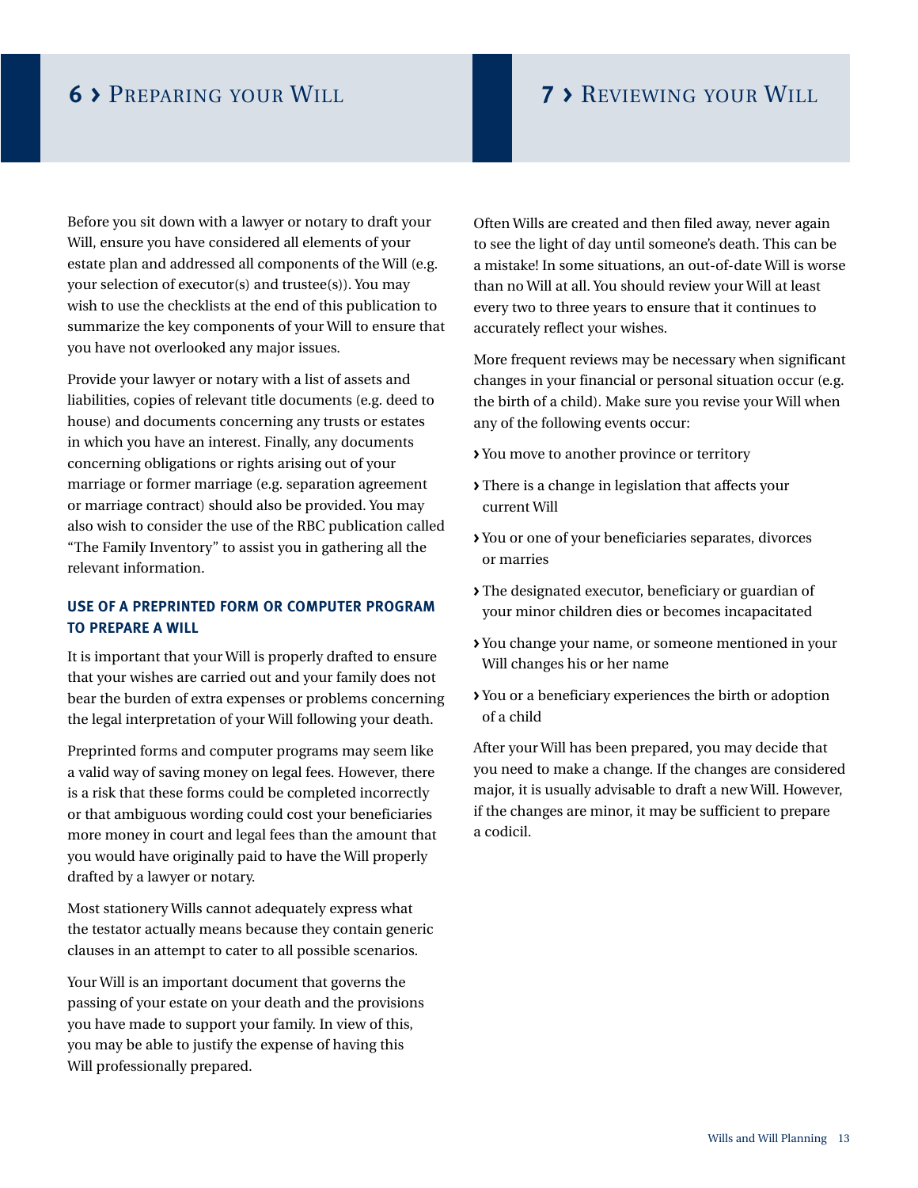## 6 › Preparing your Will

Before you sit down with a lawyer or notary to draft your Will, ensure you have considered all elements of your estate plan and addressed all components of the Will (e.g. your selection of executor(s) and trustee(s)). You may wish to use the checklists at the end of this publication to summarize the key components of your Will to ensure that you have not overlooked any major issues.

Provide your lawyer or notary with a list of assets and liabilities, copies of relevant title documents (e.g. deed to house) and documents concerning any trusts or estates in which you have an interest. Finally, any documents concerning obligations or rights arising out of your marriage or former marriage (e.g. separation agreement or marriage contract) should also be provided. You may also wish to consider the use of the RBC publication called "The Family Inventory" to assist you in gathering all the relevant information.

### USE OF A PREPRINTED FORM OR COMPUTER PROGRAM TO PREPARE A WILL

It is important that your Will is properly drafted to ensure that your wishes are carried out and your family does not bear the burden of extra expenses or problems concerning the legal interpretation of your Will following your death.

Preprinted forms and computer programs may seem like a valid way of saving money on legal fees. However, there is a risk that these forms could be completed incorrectly or that ambiguous wording could cost your beneficiaries more money in court and legal fees than the amount that you would have originally paid to have the Will properly drafted by a lawyer or notary.

Most stationery Wills cannot adequately express what the testator actually means because they contain generic clauses in an attempt to cater to all possible scenarios.

Your Will is an important document that governs the passing of your estate on your death and the provisions you have made to support your family. In view of this, you may be able to justify the expense of having this Will professionally prepared.

## 7 › Reviewing your Will

Often Wills are created and then filed away, never again to see the light of day until someone's death. This can be a mistake! In some situations, an out-of-date Will is worse than no Will at all. You should review your Will at least every two to three years to ensure that it continues to accurately reflect your wishes.

More frequent reviews may be necessary when significant changes in your financial or personal situation occur (e.g. the birth of a child). Make sure you revise your Will when any of the following events occur:

- You move to another province or territory
- There is a change in legislation that affects your current Will
- You or one of your beneficiaries separates, divorces or marries
- The designated executor, beneficiary or guardian of your minor children dies or becomes incapacitated
- You change your name, or someone mentioned in your Will changes his or her name
- You or a beneficiary experiences the birth or adoption of a child

After your Will has been prepared, you may decide that you need to make a change. If the changes are considered major, it is usually advisable to draft a new Will. However, if the changes are minor, it may be sufficient to prepare a codicil.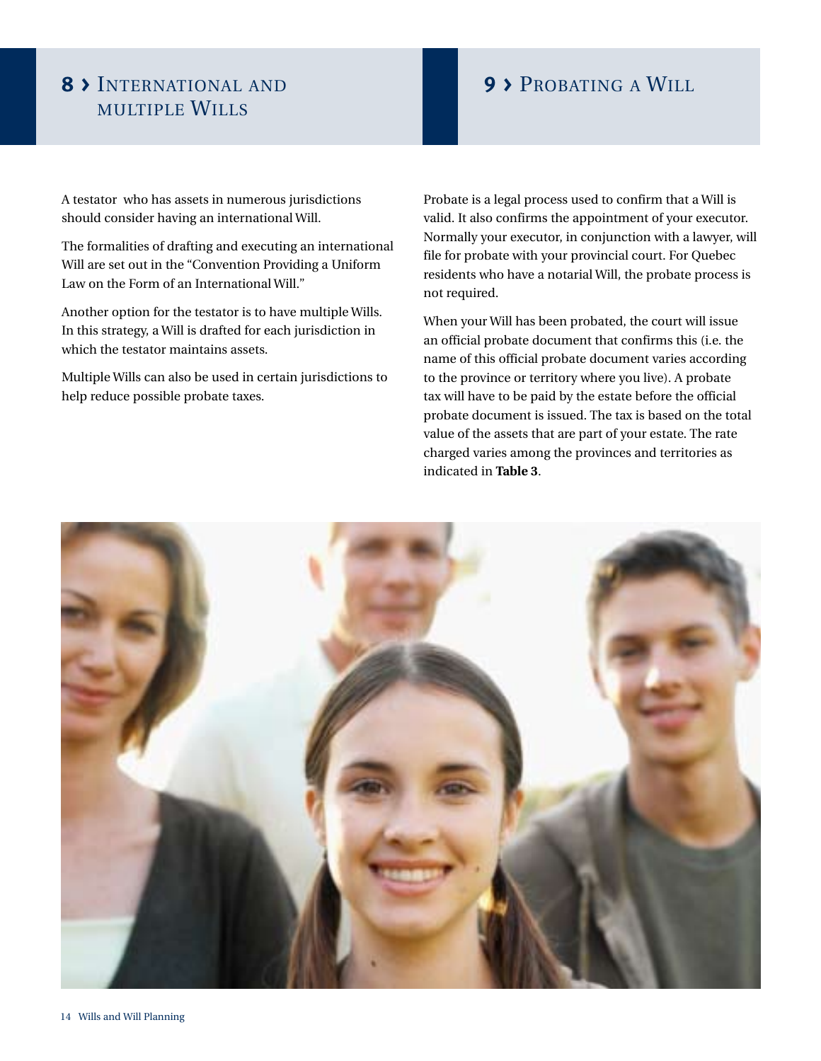## 8 › International and multiple Wills

A testator  who has assets in numerous jurisdictions should consider having an international Will.

The formalities of drafting and executing an international Will are set out in the "Convention Providing a Uniform Law on the Form of an International Will."

Another option for the testator is to have multiple Wills. In this strategy, a Will is drafted for each jurisdiction in which the testator maintains assets.

Multiple Wills can also be used in certain jurisdictions to help reduce possible probate taxes.

## 9 › Probating a Will

Probate is a legal process used to confirm that a Will is valid. It also confirms the appointment of your executor. Normally your executor, in conjunction with a lawyer, will file for probate with your provincial court. For Quebec residents who have a notarial Will, the probate process is not required.

When your Will has been probated, the court will issue an official probate document that confirms this (i.e. the name of this official probate document varies according to the province or territory where you live). A probate tax will have to be paid by the estate before the official probate document is issued. The tax is based on the total value of the assets that are part of your estate. The rate charged varies among the provinces and territories as indicated in **Table 3**.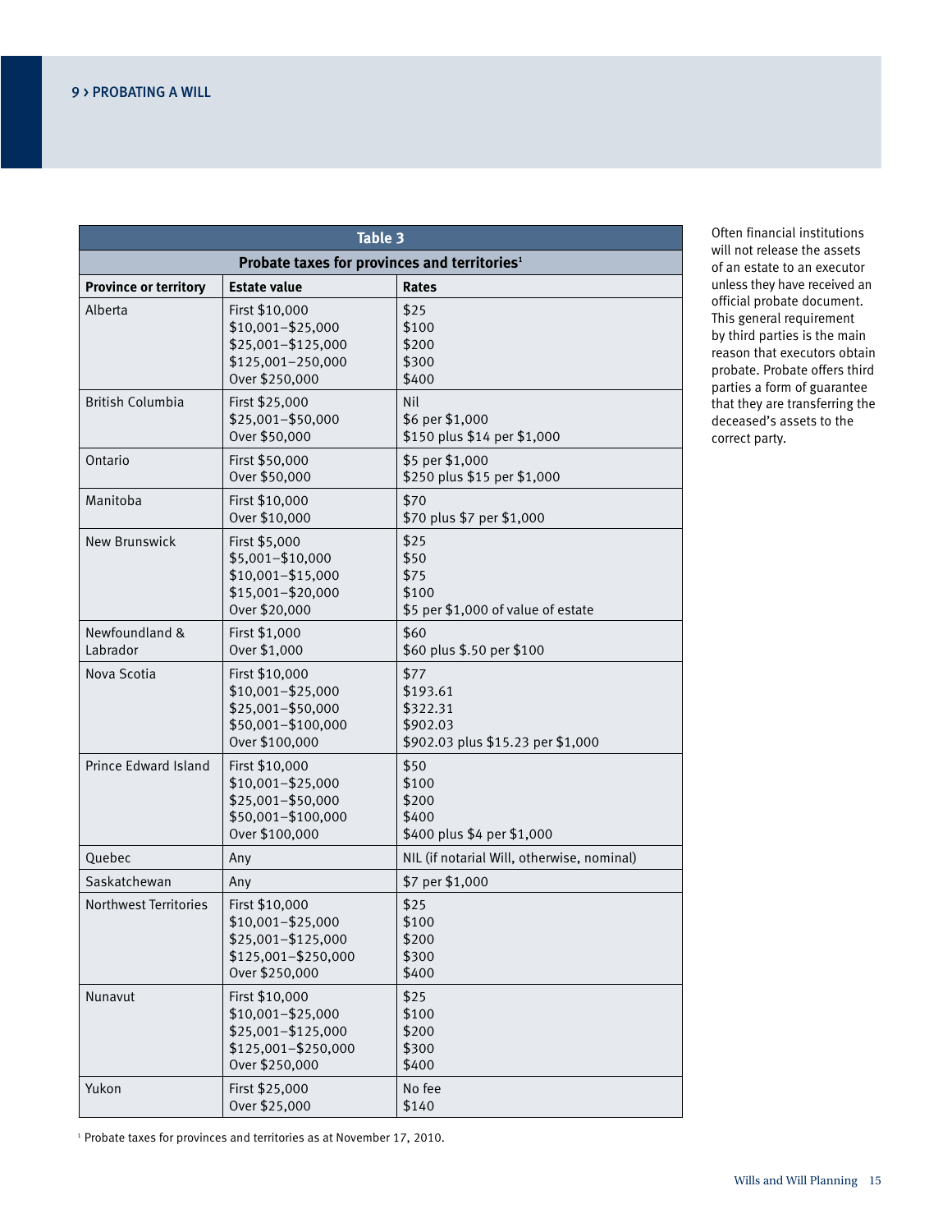**Table 3**

**Probate taxes for provinces and territories[1]**

| Province or territory | Estate value | Rates |
|---|---|---|
| Alberta | First $10,000<br>$10,001–$25,000<br>$25,001–$125,000<br>$125,001–250,000<br>Over $250,000 | $25<br>$100<br>$200<br>$300<br>$400 |
| British Columbia | First $25,000<br>$25,001–$50,000<br>Over $50,000 | Nil<br>$6 per $1,000<br>$150 plus $14 per $1,000 |
| Ontario | First $50,000<br>Over $50,000 | $5 per $1,000<br>$250 plus $15 per $1,000 |
| Manitoba | First $10,000<br>Over $10,000 | $70<br>$70 plus $7 per $1,000 |
| New Brunswick | First $5,000<br>$5,001–$10,000<br>$10,001–$15,000<br>$15,001–$20,000<br>Over $20,000 | $25<br>$50<br>$75<br>$100<br>$5 per $1,000 of value of estate |
| Newfoundland & Labrador | First $1,000<br>Over $1,000 | $60<br>$60 plus $.50 per $100 |
| Nova Scotia | First $10,000<br>$10,001–$25,000<br>$25,001–$50,000<br>$50,001–$100,000<br>Over $100,000 | $77<br>$193.61<br>$322.31<br>$902.03<br>$902.03 plus $15.23 per $1,000 |
| Prince Edward Island | First $10,000<br>$10,001–$25,000<br>$25,001–$50,000<br>$50,001–$100,000<br>Over $100,000 | $50<br>$100<br>$200<br>$400<br>$400 plus $4 per $1,000 |
| Quebec | Any | NIL (if notarial Will, otherwise, nominal) |
| Saskatchewan | Any | $7 per $1,000 |
| Northwest Territories | First $10,000<br>$10,001–$25,000<br>$25,001–$125,000<br>$125,001–$250,000<br>Over $250,000 | $25<br>$100<br>$200<br>$300<br>$400 |
| Nunavut | First $10,000<br>$10,001–$25,000<br>$25,001–$125,000<br>$125,001–$250,000<br>Over $250,000 | $25<br>$100<br>$200<br>$300<br>$400 |
| Yukon | First $25,000<br>Over $25,000 | No fee<br>$140 |

[1] Probate taxes for provinces and territories as at November 17, 2010.

Often financial institutions will not release the assets of an estate to an executor unless they have received an official probate document. This general requirement by third parties is the main reason that executors obtain probate. Probate offers third parties a form of guarantee that they are transferring the deceased's assets to the correct party.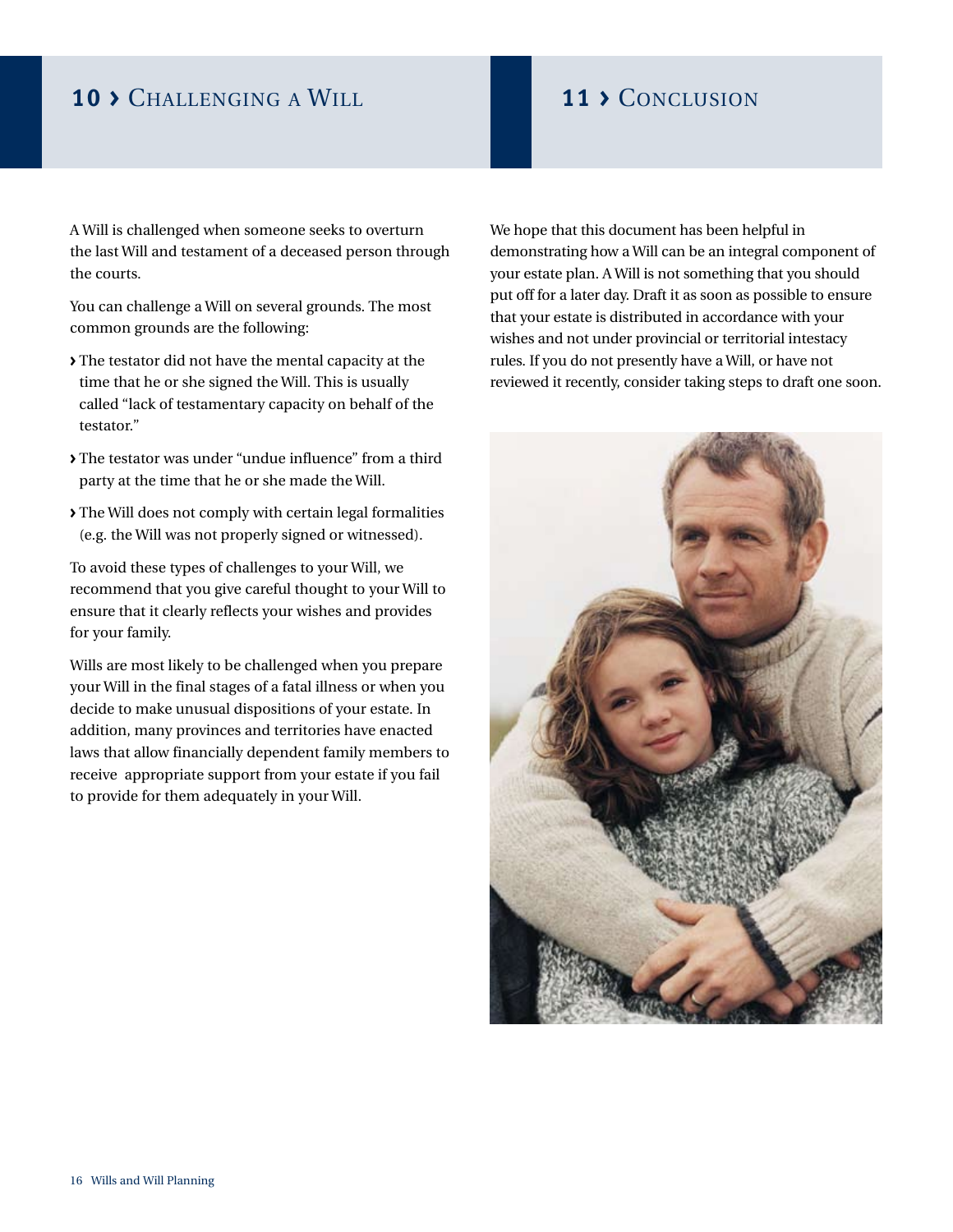## 10 › Challenging a Will

A Will is challenged when someone seeks to overturn the last Will and testament of a deceased person through the courts.

You can challenge a Will on several grounds. The most common grounds are the following:

- › The testator did not have the mental capacity at the time that he or she signed the Will. This is usually called "lack of testamentary capacity on behalf of the testator."
- › The testator was under "undue influence" from a third party at the time that he or she made the Will.
- › The Will does not comply with certain legal formalities (e.g. the Will was not properly signed or witnessed).

To avoid these types of challenges to your Will, we recommend that you give careful thought to your Will to ensure that it clearly reflects your wishes and provides for your family.

Wills are most likely to be challenged when you prepare your Will in the final stages of a fatal illness or when you decide to make unusual dispositions of your estate. In addition, many provinces and territories have enacted laws that allow financially dependent family members to receive appropriate support from your estate if you fail to provide for them adequately in your Will.

## 11 › Conclusion

We hope that this document has been helpful in demonstrating how a Will can be an integral component of your estate plan. A Will is not something that you should put off for a later day. Draft it as soon as possible to ensure that your estate is distributed in accordance with your wishes and not under provincial or territorial intestacy rules. If you do not presently have a Will, or have not reviewed it recently, consider taking steps to draft one soon.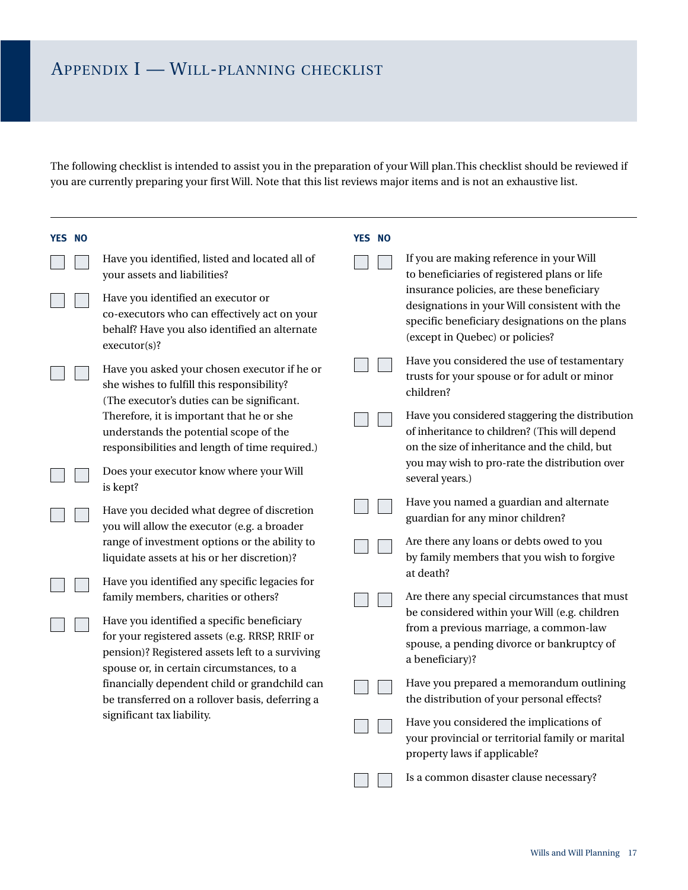# Appendix I — Will-planning checklist

The following checklist is intended to assist you in the preparation of your Will plan.This checklist should be reviewed if you are currently preparing your first Will. Note that this list reviews major items and is not an exhaustive list.

| YES | NO | |
|---|---|---|
| ☐ | ☐ | Have you identified, listed and located all of your assets and liabilities? |
| ☐ | ☐ | Have you identified an executor or co-executors who can effectively act on your behalf? Have you also identified an alternate executor(s)? |
| ☐ | ☐ | Have you asked your chosen executor if he or she wishes to fulfill this responsibility? (The executor's duties can be significant. Therefore, it is important that he or she understands the potential scope of the responsibilities and length of time required.) |
| ☐ | ☐ | Does your executor know where your Will is kept? |
| ☐ | ☐ | Have you decided what degree of discretion you will allow the executor (e.g. a broader range of investment options or the ability to liquidate assets at his or her discretion)? |
| ☐ | ☐ | Have you identified any specific legacies for family members, charities or others? |
| ☐ | ☐ | Have you identified a specific beneficiary for your registered assets (e.g. RRSP, RRIF or pension)? Registered assets left to a surviving spouse or, in certain circumstances, to a financially dependent child or grandchild can be transferred on a rollover basis, deferring a significant tax liability. |
| ☐ | ☐ | If you are making reference in your Will to beneficiaries of registered plans or life insurance policies, are these beneficiary designations in your Will consistent with the specific beneficiary designations on the plans (except in Quebec) or policies? |
| ☐ | ☐ | Have you considered the use of testamentary trusts for your spouse or for adult or minor children? |
| ☐ | ☐ | Have you considered staggering the distribution of inheritance to children? (This will depend on the size of inheritance and the child, but you may wish to pro-rate the distribution over several years.) |
| ☐ | ☐ | Have you named a guardian and alternate guardian for any minor children? |
| ☐ | ☐ | Are there any loans or debts owed to you by family members that you wish to forgive at death? |
| ☐ | ☐ | Are there any special circumstances that must be considered within your Will (e.g. children from a previous marriage, a common-law spouse, a pending divorce or bankruptcy of a beneficiary)? |
| ☐ | ☐ | Have you prepared a memorandum outlining the distribution of your personal effects? |
| ☐ | ☐ | Have you considered the implications of your provincial or territorial family or marital property laws if applicable? |
| ☐ | ☐ | Is a common disaster clause necessary? |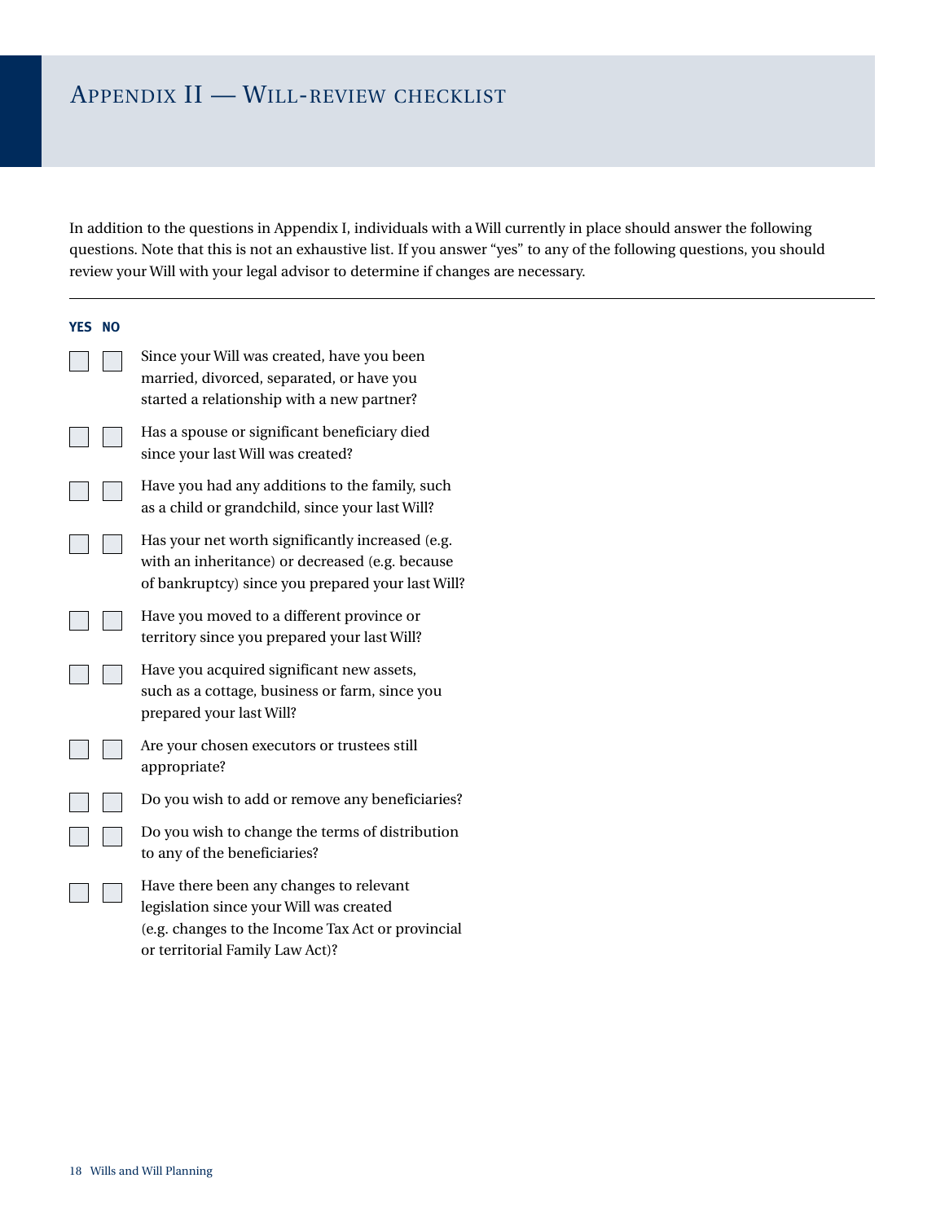# Appendix II — Will-review checklist

In addition to the questions in Appendix I, individuals with a Will currently in place should answer the following questions. Note that this is not an exhaustive list. If you answer "yes" to any of the following questions, you should review your Will with your legal advisor to determine if changes are necessary.

---

| YES | NO | |
|---|---|---|
| ☐ | ☐ | Since your Will was created, have you been married, divorced, separated, or have you started a relationship with a new partner? |
| ☐ | ☐ | Has a spouse or significant beneficiary died since your last Will was created? |
| ☐ | ☐ | Have you had any additions to the family, such as a child or grandchild, since your last Will? |
| ☐ | ☐ | Has your net worth significantly increased (e.g. with an inheritance) or decreased (e.g. because of bankruptcy) since you prepared your last Will? |
| ☐ | ☐ | Have you moved to a different province or territory since you prepared your last Will? |
| ☐ | ☐ | Have you acquired significant new assets, such as a cottage, business or farm, since you prepared your last Will? |
| ☐ | ☐ | Are your chosen executors or trustees still appropriate? |
| ☐ | ☐ | Do you wish to add or remove any beneficiaries? |
| ☐ | ☐ | Do you wish to change the terms of distribution to any of the beneficiaries? |
| ☐ | ☐ | Have there been any changes to relevant legislation since your Will was created (e.g. changes to the Income Tax Act or provincial or territorial Family Law Act)? |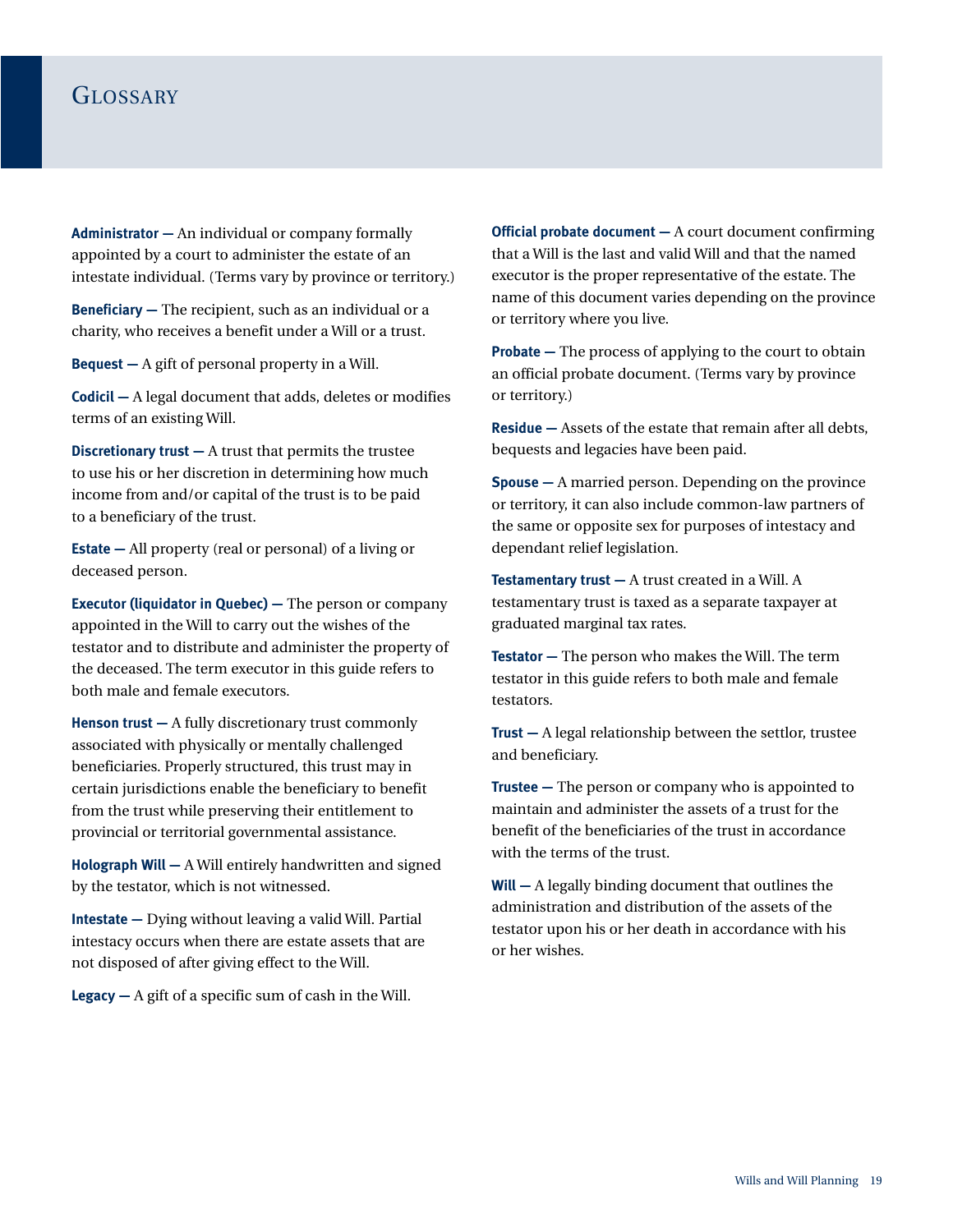# Glossary

**Administrator —** An individual or company formally appointed by a court to administer the estate of an intestate individual. (Terms vary by province or territory.)

**Beneficiary —** The recipient, such as an individual or a charity, who receives a benefit under a Will or a trust.

**Bequest —** A gift of personal property in a Will.

**Codicil —** A legal document that adds, deletes or modifies terms of an existing Will.

**Discretionary trust —** A trust that permits the trustee to use his or her discretion in determining how much income from and/or capital of the trust is to be paid to a beneficiary of the trust.

**Estate —** All property (real or personal) of a living or deceased person.

**Executor (liquidator in Quebec) —** The person or company appointed in the Will to carry out the wishes of the testator and to distribute and administer the property of the deceased. The term executor in this guide refers to both male and female executors.

**Henson trust —** A fully discretionary trust commonly associated with physically or mentally challenged beneficiaries. Properly structured, this trust may in certain jurisdictions enable the beneficiary to benefit from the trust while preserving their entitlement to provincial or territorial governmental assistance.

**Holograph Will —** A Will entirely handwritten and signed by the testator, which is not witnessed.

**Intestate —** Dying without leaving a valid Will. Partial intestacy occurs when there are estate assets that are not disposed of after giving effect to the Will.

**Legacy —** A gift of a specific sum of cash in the Will.

**Official probate document —** A court document confirming that a Will is the last and valid Will and that the named executor is the proper representative of the estate. The name of this document varies depending on the province or territory where you live.

**Probate —** The process of applying to the court to obtain an official probate document. (Terms vary by province or territory.)

**Residue —** Assets of the estate that remain after all debts, bequests and legacies have been paid.

**Spouse —** A married person. Depending on the province or territory, it can also include common-law partners of the same or opposite sex for purposes of intestacy and dependant relief legislation.

**Testamentary trust —** A trust created in a Will. A testamentary trust is taxed as a separate taxpayer at graduated marginal tax rates.

**Testator —** The person who makes the Will. The term testator in this guide refers to both male and female testators.

**Trust —** A legal relationship between the settlor, trustee and beneficiary.

**Trustee —** The person or company who is appointed to maintain and administer the assets of a trust for the benefit of the beneficiaries of the trust in accordance with the terms of the trust.

**Will —** A legally binding document that outlines the administration and distribution of the assets of the testator upon his or her death in accordance with his or her wishes.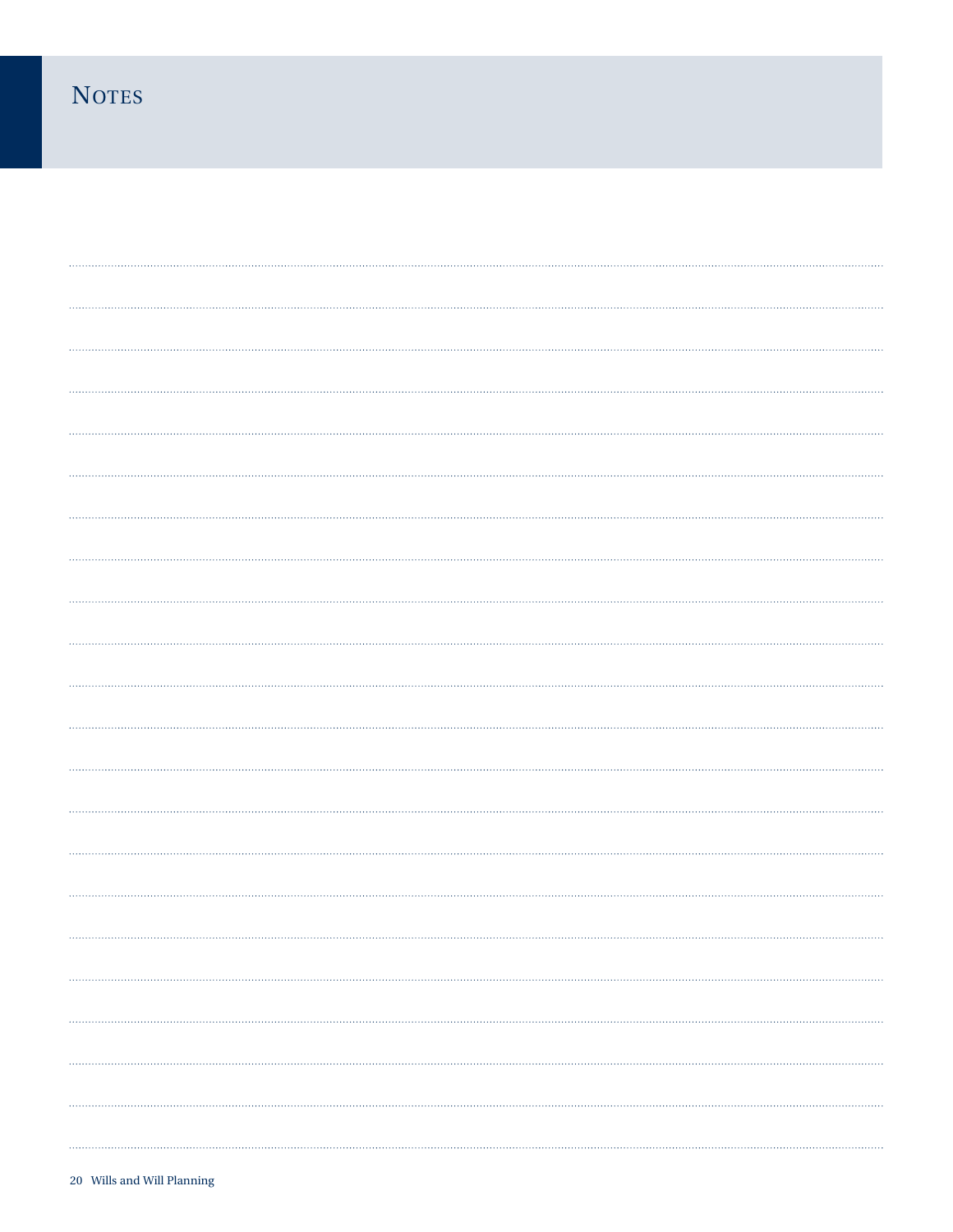# Notes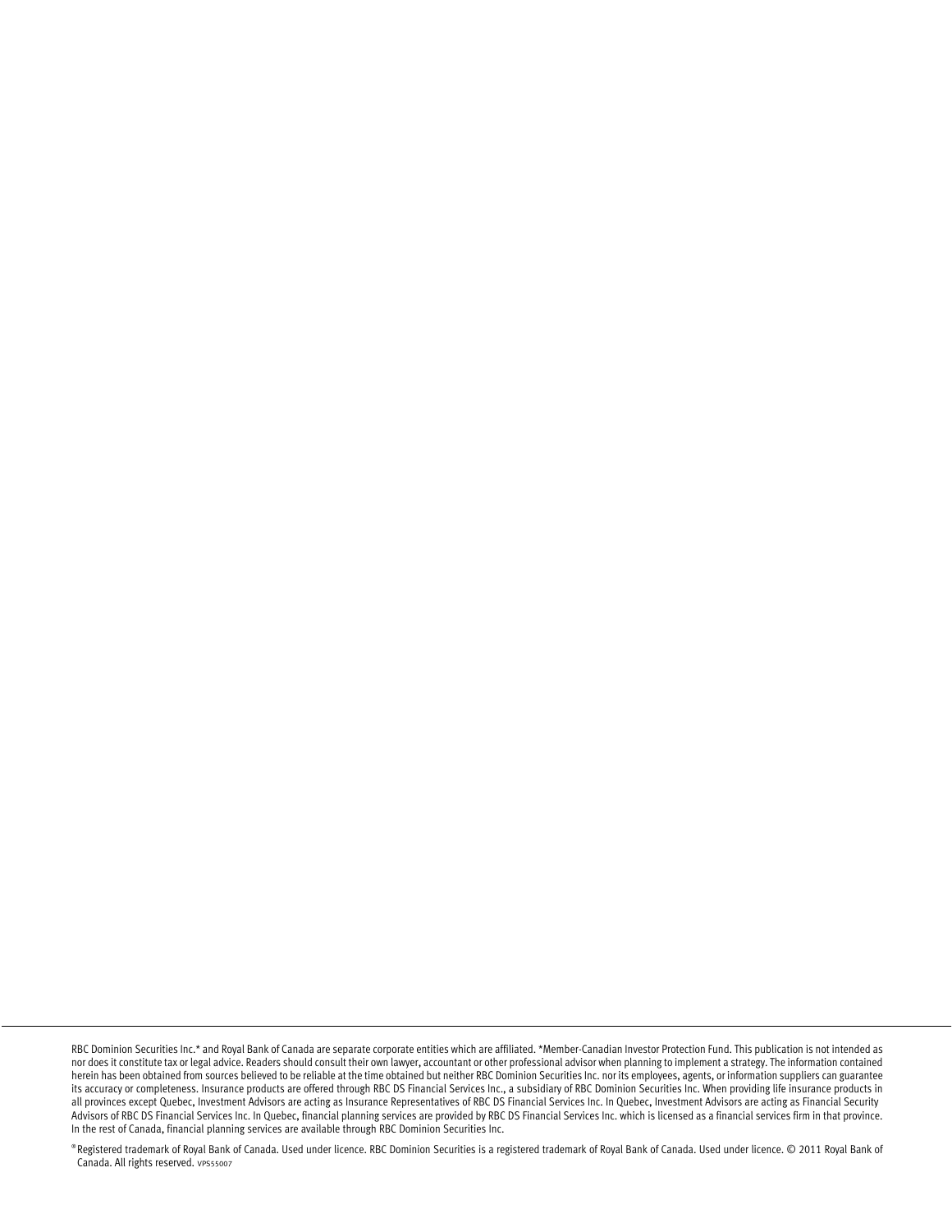RBC Dominion Securities Inc.* and Royal Bank of Canada are separate corporate entities which are affiliated. *Member-Canadian Investor Protection Fund. This publication is not intended as nor does it constitute tax or legal advice. Readers should consult their own lawyer, accountant or other professional advisor when planning to implement a strategy. The information contained herein has been obtained from sources believed to be reliable at the time obtained but neither RBC Dominion Securities Inc. nor its employees, agents, or information suppliers can guarantee its accuracy or completeness. Insurance products are offered through RBC DS Financial Services Inc., a subsidiary of RBC Dominion Securities Inc. When providing life insurance products in all provinces except Quebec, Investment Advisors are acting as Insurance Representatives of RBC DS Financial Services Inc. In Quebec, Investment Advisors are acting as Financial Security Advisors of RBC DS Financial Services Inc. In Quebec, financial planning services are provided by RBC DS Financial Services Inc. which is licensed as a financial services firm in that province. In the rest of Canada, financial planning services are available through RBC Dominion Securities Inc.

® Registered trademark of Royal Bank of Canada. Used under licence. RBC Dominion Securities is a registered trademark of Royal Bank of Canada. Used under licence. © 2011 Royal Bank of Canada. All rights reserved. VPS55007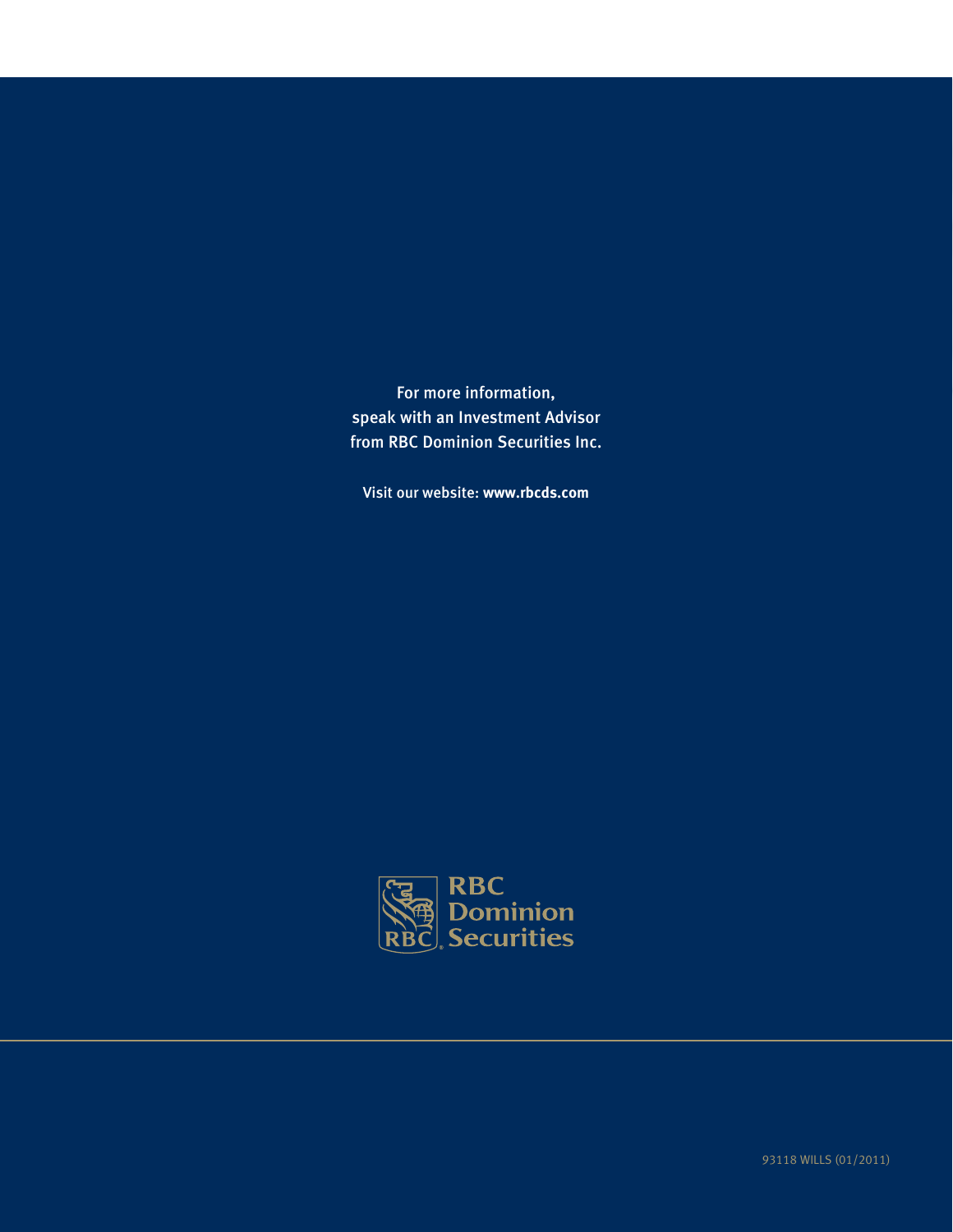For more information,
speak with an Investment Advisor
from RBC Dominion Securities Inc.

Visit our website: **www.rbcds.com**

RBC Dominion Securities

93118 WILLS (01/2011)